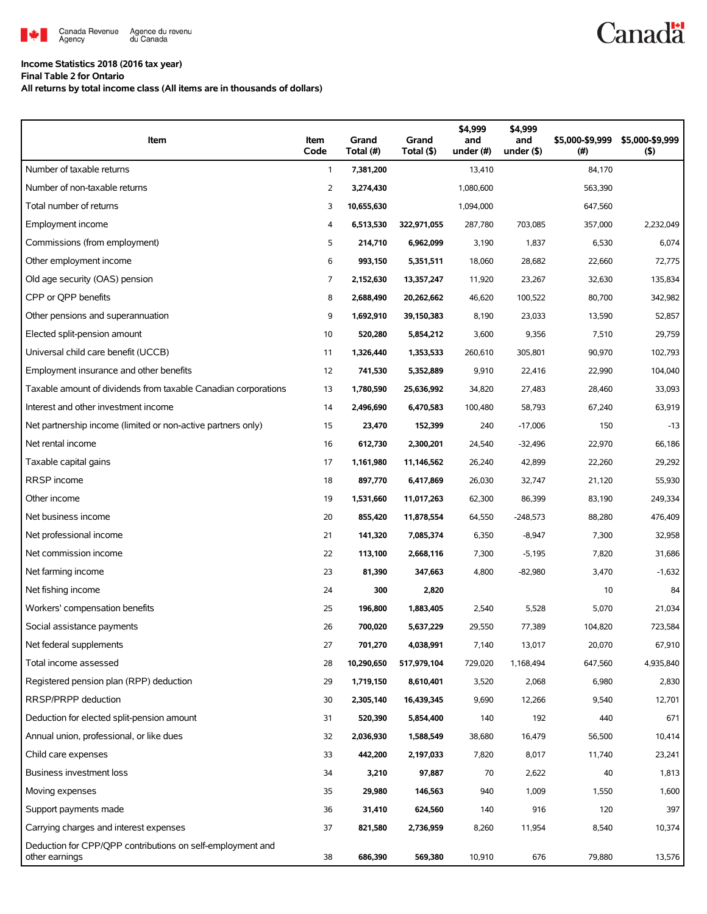Canada Revenue Agency / Agence du revenu du Canada

Canada

**Income Statistics 2018 (2016 tax year)**
**Final Table 2 for Ontario**
**All returns by total income class (All items are in thousands of dollars)**

| Item | Item Code | Grand Total (#) | Grand Total ($) | $4,999 and under (#) | $4,999 and under ($) | $5,000-$9,999 (#) | $5,000-$9,999 ($) |
|---|---|---|---|---|---|---|---|
| Number of taxable returns | 1 | **7,381,200** | | 13,410 | | 84,170 | |
| Number of non-taxable returns | 2 | **3,274,430** | | 1,080,600 | | 563,390 | |
| Total number of returns | 3 | **10,655,630** | | 1,094,000 | | 647,560 | |
| Employment income | 4 | **6,513,530** | **322,971,055** | 287,780 | 703,085 | 357,000 | 2,232,049 |
| Commissions (from employment) | 5 | **214,710** | **6,962,099** | 3,190 | 1,837 | 6,530 | 6,074 |
| Other employment income | 6 | **993,150** | **5,351,511** | 18,060 | 28,682 | 22,660 | 72,775 |
| Old age security (OAS) pension | 7 | **2,152,630** | **13,357,247** | 11,920 | 23,267 | 32,630 | 135,834 |
| CPP or QPP benefits | 8 | **2,688,490** | **20,262,662** | 46,620 | 100,522 | 80,700 | 342,982 |
| Other pensions and superannuation | 9 | **1,692,910** | **39,150,383** | 8,190 | 23,033 | 13,590 | 52,857 |
| Elected split-pension amount | 10 | **520,280** | **5,854,212** | 3,600 | 9,356 | 7,510 | 29,759 |
| Universal child care benefit (UCCB) | 11 | **1,326,440** | **1,353,533** | 260,610 | 305,801 | 90,970 | 102,793 |
| Employment insurance and other benefits | 12 | **741,530** | **5,352,889** | 9,910 | 22,416 | 22,990 | 104,040 |
| Taxable amount of dividends from taxable Canadian corporations | 13 | **1,780,590** | **25,636,992** | 34,820 | 27,483 | 28,460 | 33,093 |
| Interest and other investment income | 14 | **2,496,690** | **6,470,583** | 100,480 | 58,793 | 67,240 | 63,919 |
| Net partnership income (limited or non-active partners only) | 15 | **23,470** | **152,399** | 240 | -17,006 | 150 | -13 |
| Net rental income | 16 | **612,730** | **2,300,201** | 24,540 | -32,496 | 22,970 | 66,186 |
| Taxable capital gains | 17 | **1,161,980** | **11,146,562** | 26,240 | 42,899 | 22,260 | 29,292 |
| RRSP income | 18 | **897,770** | **6,417,869** | 26,030 | 32,747 | 21,120 | 55,930 |
| Other income | 19 | **1,531,660** | **11,017,263** | 62,300 | 86,399 | 83,190 | 249,334 |
| Net business income | 20 | **855,420** | **11,878,554** | 64,550 | -248,573 | 88,280 | 476,409 |
| Net professional income | 21 | **141,320** | **7,085,374** | 6,350 | -8,947 | 7,300 | 32,958 |
| Net commission income | 22 | **113,100** | **2,668,116** | 7,300 | -5,195 | 7,820 | 31,686 |
| Net farming income | 23 | **81,390** | **347,663** | 4,800 | -82,980 | 3,470 | -1,632 |
| Net fishing income | 24 | **300** | **2,820** | | | 10 | 84 |
| Workers' compensation benefits | 25 | **196,800** | **1,883,405** | 2,540 | 5,528 | 5,070 | 21,034 |
| Social assistance payments | 26 | **700,020** | **5,637,229** | 29,550 | 77,389 | 104,820 | 723,584 |
| Net federal supplements | 27 | **701,270** | **4,038,991** | 7,140 | 13,017 | 20,070 | 67,910 |
| Total income assessed | 28 | **10,290,650** | **517,979,104** | 729,020 | 1,168,494 | 647,560 | 4,935,840 |
| Registered pension plan (RPP) deduction | 29 | **1,719,150** | **8,610,401** | 3,520 | 2,068 | 6,980 | 2,830 |
| RRSP/PRPP deduction | 30 | **2,305,140** | **16,439,345** | 9,690 | 12,266 | 9,540 | 12,701 |
| Deduction for elected split-pension amount | 31 | **520,390** | **5,854,400** | 140 | 192 | 440 | 671 |
| Annual union, professional, or like dues | 32 | **2,036,930** | **1,588,549** | 38,680 | 16,479 | 56,500 | 10,414 |
| Child care expenses | 33 | **442,200** | **2,197,033** | 7,820 | 8,017 | 11,740 | 23,241 |
| Business investment loss | 34 | **3,210** | **97,887** | 70 | 2,622 | 40 | 1,813 |
| Moving expenses | 35 | **29,980** | **146,563** | 940 | 1,009 | 1,550 | 1,600 |
| Support payments made | 36 | **31,410** | **624,560** | 140 | 916 | 120 | 397 |
| Carrying charges and interest expenses | 37 | **821,580** | **2,736,959** | 8,260 | 11,954 | 8,540 | 10,374 |
| Deduction for CPP/QPP contributions on self-employment and other earnings | 38 | **686,390** | **569,380** | 10,910 | 676 | 79,880 | 13,576 |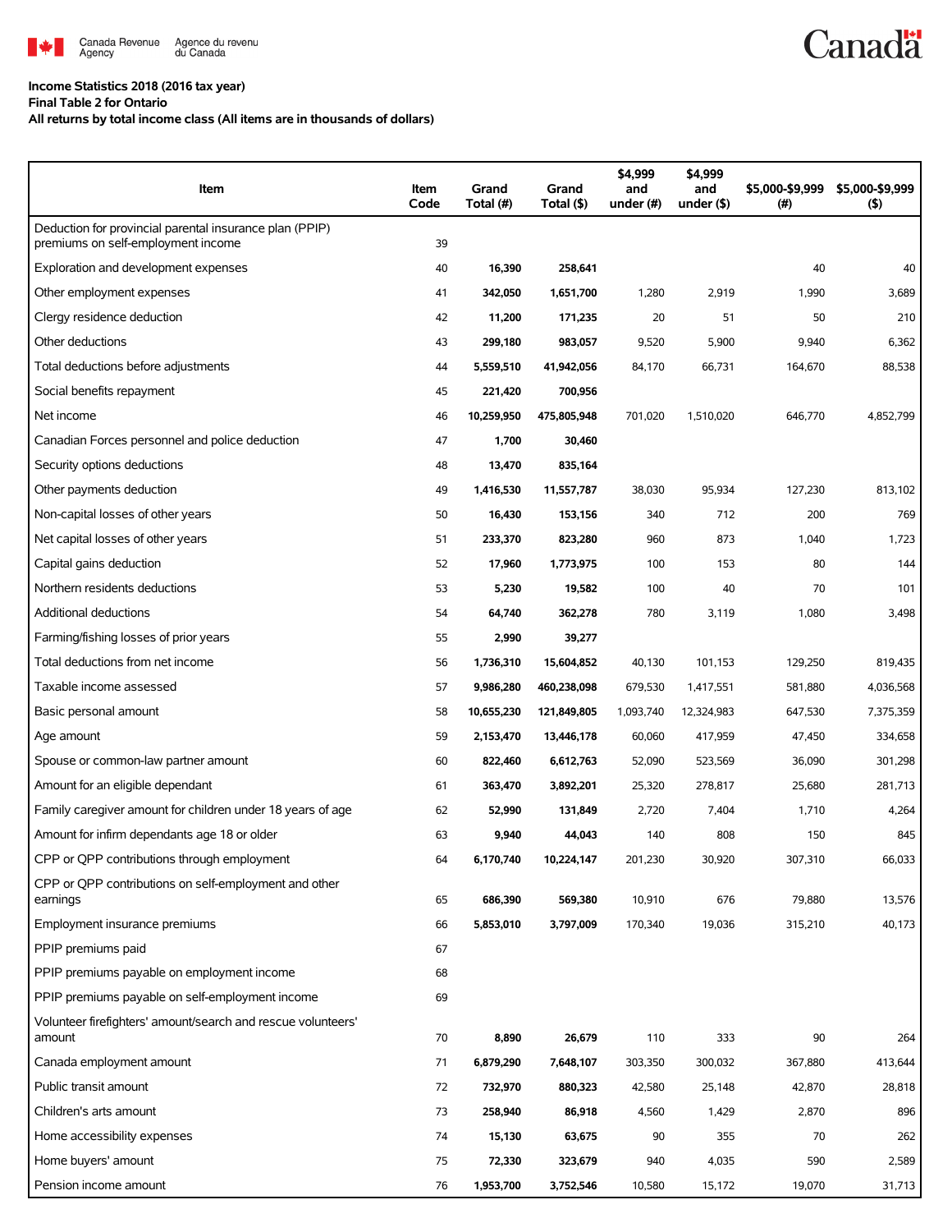**Income Statistics 2018 (2016 tax year)**
**Final Table 2 for Ontario**
**All returns by total income class (All items are in thousands of dollars)**

| Item | Item Code | Grand Total (#) | Grand Total ($) | $4,999 and under (#) | $4,999 and under ($) | $5,000-$9,999 (#) | $5,000-$9,999 ($) |
|---|---|---|---|---|---|---|---|
| Deduction for provincial parental insurance plan (PPIP) premiums on self-employment income | 39 | | | | | | |
| Exploration and development expenses | 40 | **16,390** | **258,641** | | | 40 | 40 |
| Other employment expenses | 41 | **342,050** | **1,651,700** | 1,280 | 2,919 | 1,990 | 3,689 |
| Clergy residence deduction | 42 | **11,200** | **171,235** | 20 | 51 | 50 | 210 |
| Other deductions | 43 | **299,180** | **983,057** | 9,520 | 5,900 | 9,940 | 6,362 |
| Total deductions before adjustments | 44 | **5,559,510** | **41,942,056** | 84,170 | 66,731 | 164,670 | 88,538 |
| Social benefits repayment | 45 | **221,420** | **700,956** | | | | |
| Net income | 46 | **10,259,950** | **475,805,948** | 701,020 | 1,510,020 | 646,770 | 4,852,799 |
| Canadian Forces personnel and police deduction | 47 | **1,700** | **30,460** | | | | |
| Security options deductions | 48 | **13,470** | **835,164** | | | | |
| Other payments deduction | 49 | **1,416,530** | **11,557,787** | 38,030 | 95,934 | 127,230 | 813,102 |
| Non-capital losses of other years | 50 | **16,430** | **153,156** | 340 | 712 | 200 | 769 |
| Net capital losses of other years | 51 | **233,370** | **823,280** | 960 | 873 | 1,040 | 1,723 |
| Capital gains deduction | 52 | **17,960** | **1,773,975** | 100 | 153 | 80 | 144 |
| Northern residents deductions | 53 | **5,230** | **19,582** | 100 | 40 | 70 | 101 |
| Additional deductions | 54 | **64,740** | **362,278** | 780 | 3,119 | 1,080 | 3,498 |
| Farming/fishing losses of prior years | 55 | **2,990** | **39,277** | | | | |
| Total deductions from net income | 56 | **1,736,310** | **15,604,852** | 40,130 | 101,153 | 129,250 | 819,435 |
| Taxable income assessed | 57 | **9,986,280** | **460,238,098** | 679,530 | 1,417,551 | 581,880 | 4,036,568 |
| Basic personal amount | 58 | **10,655,230** | **121,849,805** | 1,093,740 | 12,324,983 | 647,530 | 7,375,359 |
| Age amount | 59 | **2,153,470** | **13,446,178** | 60,060 | 417,959 | 47,450 | 334,658 |
| Spouse or common-law partner amount | 60 | **822,460** | **6,612,763** | 52,090 | 523,569 | 36,090 | 301,298 |
| Amount for an eligible dependant | 61 | **363,470** | **3,892,201** | 25,320 | 278,817 | 25,680 | 281,713 |
| Family caregiver amount for children under 18 years of age | 62 | **52,990** | **131,849** | 2,720 | 7,404 | 1,710 | 4,264 |
| Amount for infirm dependants age 18 or older | 63 | **9,940** | **44,043** | 140 | 808 | 150 | 845 |
| CPP or QPP contributions through employment | 64 | **6,170,740** | **10,224,147** | 201,230 | 30,920 | 307,310 | 66,033 |
| CPP or QPP contributions on self-employment and other earnings | 65 | **686,390** | **569,380** | 10,910 | 676 | 79,880 | 13,576 |
| Employment insurance premiums | 66 | **5,853,010** | **3,797,009** | 170,340 | 19,036 | 315,210 | 40,173 |
| PPIP premiums paid | 67 | | | | | | |
| PPIP premiums payable on employment income | 68 | | | | | | |
| PPIP premiums payable on self-employment income | 69 | | | | | | |
| Volunteer firefighters' amount/search and rescue volunteers' amount | 70 | **8,890** | **26,679** | 110 | 333 | 90 | 264 |
| Canada employment amount | 71 | **6,879,290** | **7,648,107** | 303,350 | 300,032 | 367,880 | 413,644 |
| Public transit amount | 72 | **732,970** | **880,323** | 42,580 | 25,148 | 42,870 | 28,818 |
| Children's arts amount | 73 | **258,940** | **86,918** | 4,560 | 1,429 | 2,870 | 896 |
| Home accessibility expenses | 74 | **15,130** | **63,675** | 90 | 355 | 70 | 262 |
| Home buyers' amount | 75 | **72,330** | **323,679** | 940 | 4,035 | 590 | 2,589 |
| Pension income amount | 76 | **1,953,700** | **3,752,546** | 10,580 | 15,172 | 19,070 | 31,713 |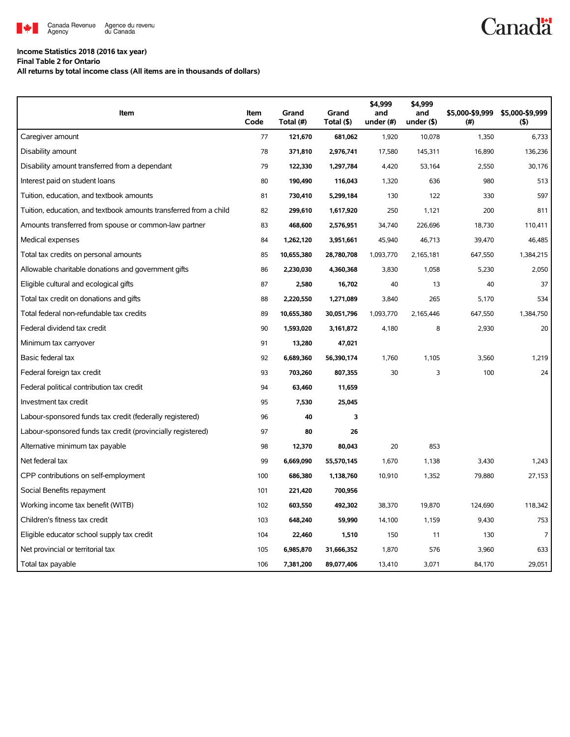**Income Statistics 2018 (2016 tax year)**
**Final Table 2 for Ontario**
**All returns by total income class (All items are in thousands of dollars)**

| Item | Item Code | Grand Total (#) | Grand Total ($) | $4,999 and under (#) | $4,999 and under ($) | $5,000-$9,999 (#) | $5,000-$9,999 ($) |
|---|---|---|---|---|---|---|---|
| Caregiver amount | 77 | 121,670 | 681,062 | 1,920 | 10,078 | 1,350 | 6,733 |
| Disability amount | 78 | 371,810 | 2,976,741 | 17,580 | 145,311 | 16,890 | 136,236 |
| Disability amount transferred from a dependant | 79 | 122,330 | 1,297,784 | 4,420 | 53,164 | 2,550 | 30,176 |
| Interest paid on student loans | 80 | 190,490 | 116,043 | 1,320 | 636 | 980 | 513 |
| Tuition, education, and textbook amounts | 81 | 730,410 | 5,299,184 | 130 | 122 | 330 | 597 |
| Tuition, education, and textbook amounts transferred from a child | 82 | 299,610 | 1,617,920 | 250 | 1,121 | 200 | 811 |
| Amounts transferred from spouse or common-law partner | 83 | 468,600 | 2,576,951 | 34,740 | 226,696 | 18,730 | 110,411 |
| Medical expenses | 84 | 1,262,120 | 3,951,661 | 45,940 | 46,713 | 39,470 | 46,485 |
| Total tax credits on personal amounts | 85 | 10,655,380 | 28,780,708 | 1,093,770 | 2,165,181 | 647,550 | 1,384,215 |
| Allowable charitable donations and government gifts | 86 | 2,230,030 | 4,360,368 | 3,830 | 1,058 | 5,230 | 2,050 |
| Eligible cultural and ecological gifts | 87 | 2,580 | 16,702 | 40 | 13 | 40 | 37 |
| Total tax credit on donations and gifts | 88 | 2,220,550 | 1,271,089 | 3,840 | 265 | 5,170 | 534 |
| Total federal non-refundable tax credits | 89 | 10,655,380 | 30,051,796 | 1,093,770 | 2,165,446 | 647,550 | 1,384,750 |
| Federal dividend tax credit | 90 | 1,593,020 | 3,161,872 | 4,180 | 8 | 2,930 | 20 |
| Minimum tax carryover | 91 | 13,280 | 47,021 | | | | |
| Basic federal tax | 92 | 6,689,360 | 56,390,174 | 1,760 | 1,105 | 3,560 | 1,219 |
| Federal foreign tax credit | 93 | 703,260 | 807,355 | 30 | 3 | 100 | 24 |
| Federal political contribution tax credit | 94 | 63,460 | 11,659 | | | | |
| Investment tax credit | 95 | 7,530 | 25,045 | | | | |
| Labour-sponsored funds tax credit (federally registered) | 96 | 40 | 3 | | | | |
| Labour-sponsored funds tax credit (provincially registered) | 97 | 80 | 26 | | | | |
| Alternative minimum tax payable | 98 | 12,370 | 80,043 | 20 | 853 | | |
| Net federal tax | 99 | 6,669,090 | 55,570,145 | 1,670 | 1,138 | 3,430 | 1,243 |
| CPP contributions on self-employment | 100 | 686,380 | 1,138,760 | 10,910 | 1,352 | 79,880 | 27,153 |
| Social Benefits repayment | 101 | 221,420 | 700,956 | | | | |
| Working income tax benefit (WITB) | 102 | 603,550 | 492,302 | 38,370 | 19,870 | 124,690 | 118,342 |
| Children's fitness tax credit | 103 | 648,240 | 59,990 | 14,100 | 1,159 | 9,430 | 753 |
| Eligible educator school supply tax credit | 104 | 22,460 | 1,510 | 150 | 11 | 130 | 7 |
| Net provincial or territorial tax | 105 | 6,985,870 | 31,666,352 | 1,870 | 576 | 3,960 | 633 |
| Total tax payable | 106 | 7,381,200 | 89,077,406 | 13,410 | 3,071 | 84,170 | 29,051 |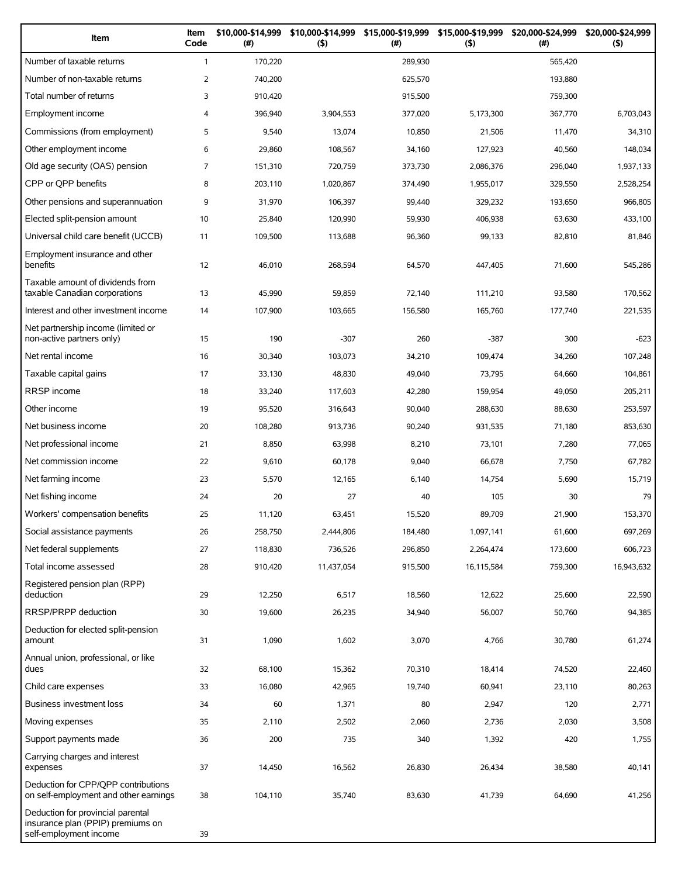| Item | Item Code | $10,000-$14,999 (#) | $10,000-$14,999 ($) | $15,000-$19,999 (#) | $15,000-$19,999 ($) | $20,000-$24,999 (#) | $20,000-$24,999 ($) |
|---|---|---|---|---|---|---|---|
| Number of taxable returns | 1 | 170,220 | | 289,930 | | 565,420 | |
| Number of non-taxable returns | 2 | 740,200 | | 625,570 | | 193,880 | |
| Total number of returns | 3 | 910,420 | | 915,500 | | 759,300 | |
| Employment income | 4 | 396,940 | 3,904,553 | 377,020 | 5,173,300 | 367,770 | 6,703,043 |
| Commissions (from employment) | 5 | 9,540 | 13,074 | 10,850 | 21,506 | 11,470 | 34,310 |
| Other employment income | 6 | 29,860 | 108,567 | 34,160 | 127,923 | 40,560 | 148,034 |
| Old age security (OAS) pension | 7 | 151,310 | 720,759 | 373,730 | 2,086,376 | 296,040 | 1,937,133 |
| CPP or QPP benefits | 8 | 203,110 | 1,020,867 | 374,490 | 1,955,017 | 329,550 | 2,528,254 |
| Other pensions and superannuation | 9 | 31,970 | 106,397 | 99,440 | 329,232 | 193,650 | 966,805 |
| Elected split-pension amount | 10 | 25,840 | 120,990 | 59,930 | 406,938 | 63,630 | 433,100 |
| Universal child care benefit (UCCB) | 11 | 109,500 | 113,688 | 96,360 | 99,133 | 82,810 | 81,846 |
| Employment insurance and other benefits | 12 | 46,010 | 268,594 | 64,570 | 447,405 | 71,600 | 545,286 |
| Taxable amount of dividends from taxable Canadian corporations | 13 | 45,990 | 59,859 | 72,140 | 111,210 | 93,580 | 170,562 |
| Interest and other investment income | 14 | 107,900 | 103,665 | 156,580 | 165,760 | 177,740 | 221,535 |
| Net partnership income (limited or non-active partners only) | 15 | 190 | -307 | 260 | -387 | 300 | -623 |
| Net rental income | 16 | 30,340 | 103,073 | 34,210 | 109,474 | 34,260 | 107,248 |
| Taxable capital gains | 17 | 33,130 | 48,830 | 49,040 | 73,795 | 64,660 | 104,861 |
| RRSP income | 18 | 33,240 | 117,603 | 42,280 | 159,954 | 49,050 | 205,211 |
| Other income | 19 | 95,520 | 316,643 | 90,040 | 288,630 | 88,630 | 253,597 |
| Net business income | 20 | 108,280 | 913,736 | 90,240 | 931,535 | 71,180 | 853,630 |
| Net professional income | 21 | 8,850 | 63,998 | 8,210 | 73,101 | 7,280 | 77,065 |
| Net commission income | 22 | 9,610 | 60,178 | 9,040 | 66,678 | 7,750 | 67,782 |
| Net farming income | 23 | 5,570 | 12,165 | 6,140 | 14,754 | 5,690 | 15,719 |
| Net fishing income | 24 | 20 | 27 | 40 | 105 | 30 | 79 |
| Workers' compensation benefits | 25 | 11,120 | 63,451 | 15,520 | 89,709 | 21,900 | 153,370 |
| Social assistance payments | 26 | 258,750 | 2,444,806 | 184,480 | 1,097,141 | 61,600 | 697,269 |
| Net federal supplements | 27 | 118,830 | 736,526 | 296,850 | 2,264,474 | 173,600 | 606,723 |
| Total income assessed | 28 | 910,420 | 11,437,054 | 915,500 | 16,115,584 | 759,300 | 16,943,632 |
| Registered pension plan (RPP) deduction | 29 | 12,250 | 6,517 | 18,560 | 12,622 | 25,600 | 22,590 |
| RRSP/PRPP deduction | 30 | 19,600 | 26,235 | 34,940 | 56,007 | 50,760 | 94,385 |
| Deduction for elected split-pension amount | 31 | 1,090 | 1,602 | 3,070 | 4,766 | 30,780 | 61,274 |
| Annual union, professional, or like dues | 32 | 68,100 | 15,362 | 70,310 | 18,414 | 74,520 | 22,460 |
| Child care expenses | 33 | 16,080 | 42,965 | 19,740 | 60,941 | 23,110 | 80,263 |
| Business investment loss | 34 | 60 | 1,371 | 80 | 2,947 | 120 | 2,771 |
| Moving expenses | 35 | 2,110 | 2,502 | 2,060 | 2,736 | 2,030 | 3,508 |
| Support payments made | 36 | 200 | 735 | 340 | 1,392 | 420 | 1,755 |
| Carrying charges and interest expenses | 37 | 14,450 | 16,562 | 26,830 | 26,434 | 38,580 | 40,141 |
| Deduction for CPP/QPP contributions on self-employment and other earnings | 38 | 104,110 | 35,740 | 83,630 | 41,739 | 64,690 | 41,256 |
| Deduction for provincial parental insurance plan (PPIP) premiums on self-employment income | 39 | | | | | | |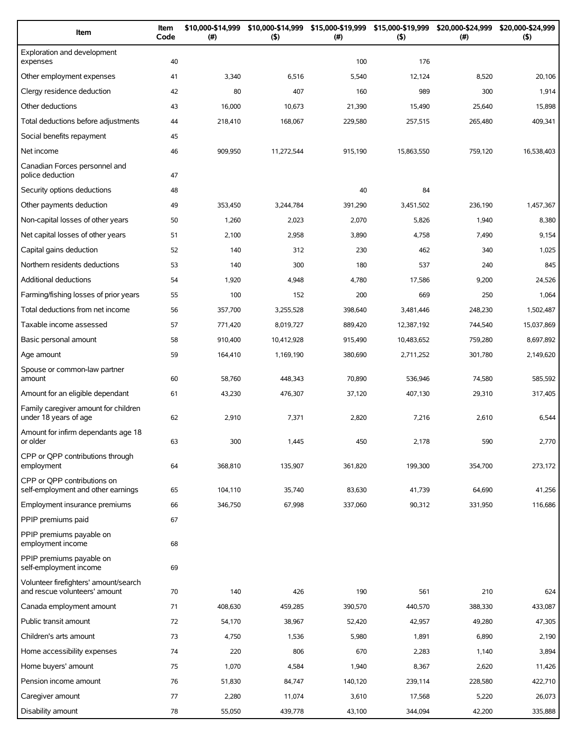| Item | Item Code | $10,000-$14,999 (#) | $10,000-$14,999 ($) | $15,000-$19,999 (#) | $15,000-$19,999 ($) | $20,000-$24,999 (#) | $20,000-$24,999 ($) |
|---|---|---|---|---|---|---|---|
| Exploration and development expenses | 40 | | | 100 | 176 | | |
| Other employment expenses | 41 | 3,340 | 6,516 | 5,540 | 12,124 | 8,520 | 20,106 |
| Clergy residence deduction | 42 | 80 | 407 | 160 | 989 | 300 | 1,914 |
| Other deductions | 43 | 16,000 | 10,673 | 21,390 | 15,490 | 25,640 | 15,898 |
| Total deductions before adjustments | 44 | 218,410 | 168,067 | 229,580 | 257,515 | 265,480 | 409,341 |
| Social benefits repayment | 45 | | | | | | |
| Net income | 46 | 909,950 | 11,272,544 | 915,190 | 15,863,550 | 759,120 | 16,538,403 |
| Canadian Forces personnel and police deduction | 47 | | | | | | |
| Security options deductions | 48 | | | 40 | 84 | | |
| Other payments deduction | 49 | 353,450 | 3,244,784 | 391,290 | 3,451,502 | 236,190 | 1,457,367 |
| Non-capital losses of other years | 50 | 1,260 | 2,023 | 2,070 | 5,826 | 1,940 | 8,380 |
| Net capital losses of other years | 51 | 2,100 | 2,958 | 3,890 | 4,758 | 7,490 | 9,154 |
| Capital gains deduction | 52 | 140 | 312 | 230 | 462 | 340 | 1,025 |
| Northern residents deductions | 53 | 140 | 300 | 180 | 537 | 240 | 845 |
| Additional deductions | 54 | 1,920 | 4,948 | 4,780 | 17,586 | 9,200 | 24,526 |
| Farming/fishing losses of prior years | 55 | 100 | 152 | 200 | 669 | 250 | 1,064 |
| Total deductions from net income | 56 | 357,700 | 3,255,528 | 398,640 | 3,481,446 | 248,230 | 1,502,487 |
| Taxable income assessed | 57 | 771,420 | 8,019,727 | 889,420 | 12,387,192 | 744,540 | 15,037,869 |
| Basic personal amount | 58 | 910,400 | 10,412,928 | 915,490 | 10,483,652 | 759,280 | 8,697,892 |
| Age amount | 59 | 164,410 | 1,169,190 | 380,690 | 2,711,252 | 301,780 | 2,149,620 |
| Spouse or common-law partner amount | 60 | 58,760 | 448,343 | 70,890 | 536,946 | 74,580 | 585,592 |
| Amount for an eligible dependant | 61 | 43,230 | 476,307 | 37,120 | 407,130 | 29,310 | 317,405 |
| Family caregiver amount for children under 18 years of age | 62 | 2,910 | 7,371 | 2,820 | 7,216 | 2,610 | 6,544 |
| Amount for infirm dependants age 18 or older | 63 | 300 | 1,445 | 450 | 2,178 | 590 | 2,770 |
| CPP or QPP contributions through employment | 64 | 368,810 | 135,907 | 361,820 | 199,300 | 354,700 | 273,172 |
| CPP or QPP contributions on self-employment and other earnings | 65 | 104,110 | 35,740 | 83,630 | 41,739 | 64,690 | 41,256 |
| Employment insurance premiums | 66 | 346,750 | 67,998 | 337,060 | 90,312 | 331,950 | 116,686 |
| PPIP premiums paid | 67 | | | | | | |
| PPIP premiums payable on employment income | 68 | | | | | | |
| PPIP premiums payable on self-employment income | 69 | | | | | | |
| Volunteer firefighters' amount/search and rescue volunteers' amount | 70 | 140 | 426 | 190 | 561 | 210 | 624 |
| Canada employment amount | 71 | 408,630 | 459,285 | 390,570 | 440,570 | 388,330 | 433,087 |
| Public transit amount | 72 | 54,170 | 38,967 | 52,420 | 42,957 | 49,280 | 47,305 |
| Children's arts amount | 73 | 4,750 | 1,536 | 5,980 | 1,891 | 6,890 | 2,190 |
| Home accessibility expenses | 74 | 220 | 806 | 670 | 2,283 | 1,140 | 3,894 |
| Home buyers' amount | 75 | 1,070 | 4,584 | 1,940 | 8,367 | 2,620 | 11,426 |
| Pension income amount | 76 | 51,830 | 84,747 | 140,120 | 239,114 | 228,580 | 422,710 |
| Caregiver amount | 77 | 2,280 | 11,074 | 3,610 | 17,568 | 5,220 | 26,073 |
| Disability amount | 78 | 55,050 | 439,778 | 43,100 | 344,094 | 42,200 | 335,888 |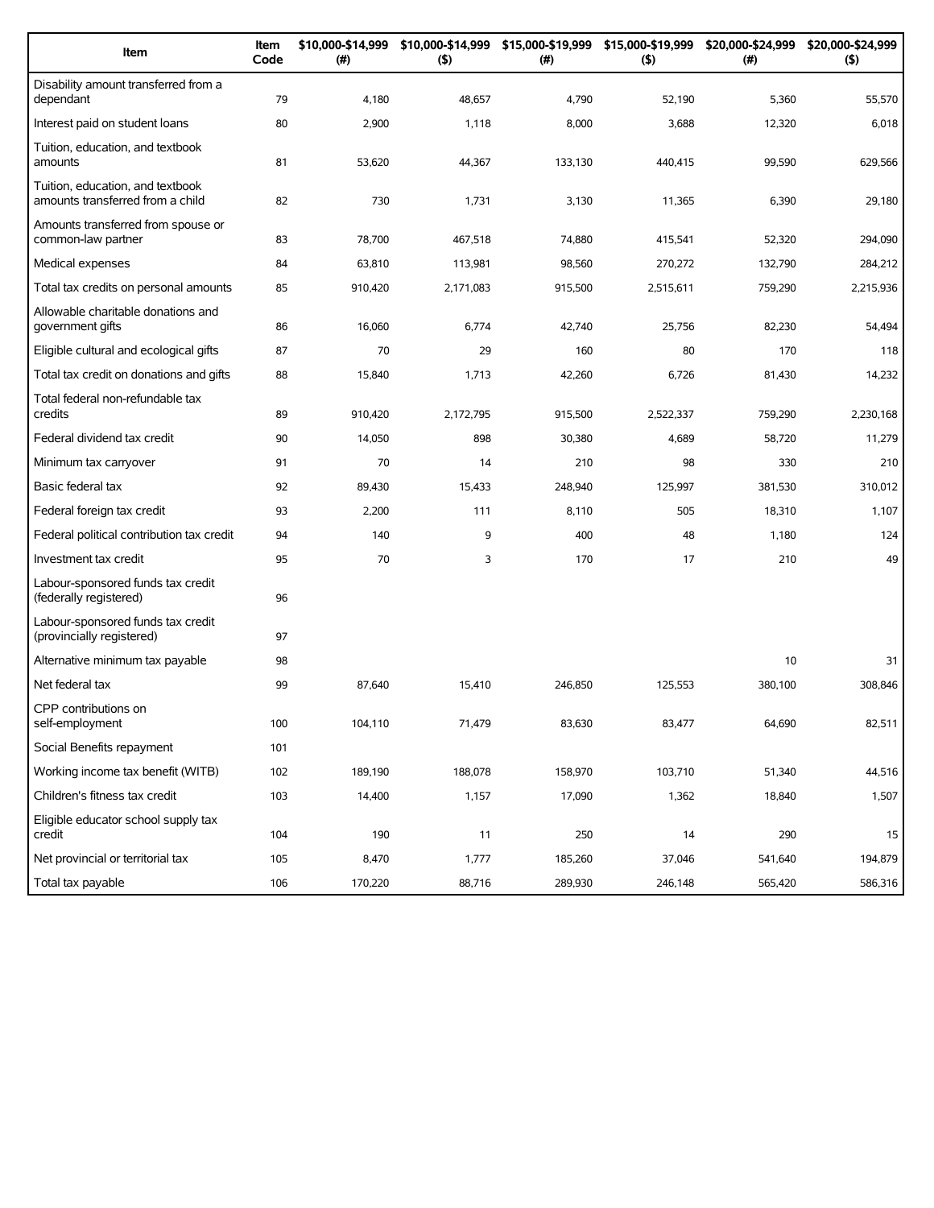| Item | Item Code | $10,000-$14,999 (#) | $10,000-$14,999 ($) | $15,000-$19,999 (#) | $15,000-$19,999 ($) | $20,000-$24,999 (#) | $20,000-$24,999 ($) |
|---|---|---|---|---|---|---|---|
| Disability amount transferred from a dependant | 79 | 4,180 | 48,657 | 4,790 | 52,190 | 5,360 | 55,570 |
| Interest paid on student loans | 80 | 2,900 | 1,118 | 8,000 | 3,688 | 12,320 | 6,018 |
| Tuition, education, and textbook amounts | 81 | 53,620 | 44,367 | 133,130 | 440,415 | 99,590 | 629,566 |
| Tuition, education, and textbook amounts transferred from a child | 82 | 730 | 1,731 | 3,130 | 11,365 | 6,390 | 29,180 |
| Amounts transferred from spouse or common-law partner | 83 | 78,700 | 467,518 | 74,880 | 415,541 | 52,320 | 294,090 |
| Medical expenses | 84 | 63,810 | 113,981 | 98,560 | 270,272 | 132,790 | 284,212 |
| Total tax credits on personal amounts | 85 | 910,420 | 2,171,083 | 915,500 | 2,515,611 | 759,290 | 2,215,936 |
| Allowable charitable donations and government gifts | 86 | 16,060 | 6,774 | 42,740 | 25,756 | 82,230 | 54,494 |
| Eligible cultural and ecological gifts | 87 | 70 | 29 | 160 | 80 | 170 | 118 |
| Total tax credit on donations and gifts | 88 | 15,840 | 1,713 | 42,260 | 6,726 | 81,430 | 14,232 |
| Total federal non-refundable tax credits | 89 | 910,420 | 2,172,795 | 915,500 | 2,522,337 | 759,290 | 2,230,168 |
| Federal dividend tax credit | 90 | 14,050 | 898 | 30,380 | 4,689 | 58,720 | 11,279 |
| Minimum tax carryover | 91 | 70 | 14 | 210 | 98 | 330 | 210 |
| Basic federal tax | 92 | 89,430 | 15,433 | 248,940 | 125,997 | 381,530 | 310,012 |
| Federal foreign tax credit | 93 | 2,200 | 111 | 8,110 | 505 | 18,310 | 1,107 |
| Federal political contribution tax credit | 94 | 140 | 9 | 400 | 48 | 1,180 | 124 |
| Investment tax credit | 95 | 70 | 3 | 170 | 17 | 210 | 49 |
| Labour-sponsored funds tax credit (federally registered) | 96 | | | | | | |
| Labour-sponsored funds tax credit (provincially registered) | 97 | | | | | | |
| Alternative minimum tax payable | 98 | | | | | 10 | 31 |
| Net federal tax | 99 | 87,640 | 15,410 | 246,850 | 125,553 | 380,100 | 308,846 |
| CPP contributions on self-employment | 100 | 104,110 | 71,479 | 83,630 | 83,477 | 64,690 | 82,511 |
| Social Benefits repayment | 101 | | | | | | |
| Working income tax benefit (WITB) | 102 | 189,190 | 188,078 | 158,970 | 103,710 | 51,340 | 44,516 |
| Children's fitness tax credit | 103 | 14,400 | 1,157 | 17,090 | 1,362 | 18,840 | 1,507 |
| Eligible educator school supply tax credit | 104 | 190 | 11 | 250 | 14 | 290 | 15 |
| Net provincial or territorial tax | 105 | 8,470 | 1,777 | 185,260 | 37,046 | 541,640 | 194,879 |
| Total tax payable | 106 | 170,220 | 88,716 | 289,930 | 246,148 | 565,420 | 586,316 |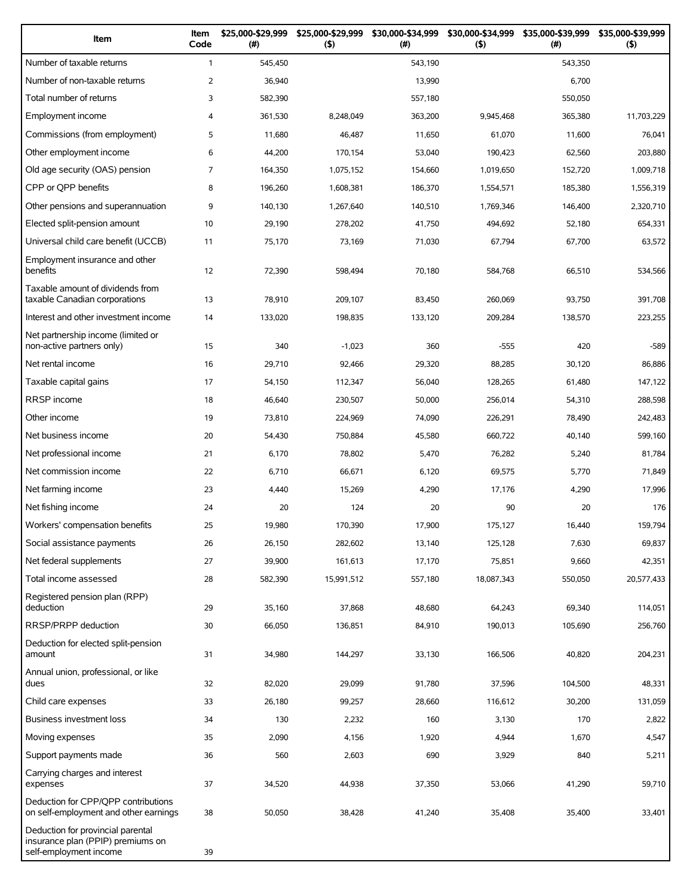| Item | Item Code | $25,000-$29,999 (#) | $25,000-$29,999 ($) | $30,000-$34,999 (#) | $30,000-$34,999 ($) | $35,000-$39,999 (#) | $35,000-$39,999 ($) |
|---|---|---|---|---|---|---|---|
| Number of taxable returns | 1 | 545,450 | | 543,190 | | 543,350 | |
| Number of non-taxable returns | 2 | 36,940 | | 13,990 | | 6,700 | |
| Total number of returns | 3 | 582,390 | | 557,180 | | 550,050 | |
| Employment income | 4 | 361,530 | 8,248,049 | 363,200 | 9,945,468 | 365,380 | 11,703,229 |
| Commissions (from employment) | 5 | 11,680 | 46,487 | 11,650 | 61,070 | 11,600 | 76,041 |
| Other employment income | 6 | 44,200 | 170,154 | 53,040 | 190,423 | 62,560 | 203,880 |
| Old age security (OAS) pension | 7 | 164,350 | 1,075,152 | 154,660 | 1,019,650 | 152,720 | 1,009,718 |
| CPP or QPP benefits | 8 | 196,260 | 1,608,381 | 186,370 | 1,554,571 | 185,380 | 1,556,319 |
| Other pensions and superannuation | 9 | 140,130 | 1,267,640 | 140,510 | 1,769,346 | 146,400 | 2,320,710 |
| Elected split-pension amount | 10 | 29,190 | 278,202 | 41,750 | 494,692 | 52,180 | 654,331 |
| Universal child care benefit (UCCB) | 11 | 75,170 | 73,169 | 71,030 | 67,794 | 67,700 | 63,572 |
| Employment insurance and other benefits | 12 | 72,390 | 598,494 | 70,180 | 584,768 | 66,510 | 534,566 |
| Taxable amount of dividends from taxable Canadian corporations | 13 | 78,910 | 209,107 | 83,450 | 260,069 | 93,750 | 391,708 |
| Interest and other investment income | 14 | 133,020 | 198,835 | 133,120 | 209,284 | 138,570 | 223,255 |
| Net partnership income (limited or non-active partners only) | 15 | 340 | -1,023 | 360 | -555 | 420 | -589 |
| Net rental income | 16 | 29,710 | 92,466 | 29,320 | 88,285 | 30,120 | 86,886 |
| Taxable capital gains | 17 | 54,150 | 112,347 | 56,040 | 128,265 | 61,480 | 147,122 |
| RRSP income | 18 | 46,640 | 230,507 | 50,000 | 256,014 | 54,310 | 288,598 |
| Other income | 19 | 73,810 | 224,969 | 74,090 | 226,291 | 78,490 | 242,483 |
| Net business income | 20 | 54,430 | 750,884 | 45,580 | 660,722 | 40,140 | 599,160 |
| Net professional income | 21 | 6,170 | 78,802 | 5,470 | 76,282 | 5,240 | 81,784 |
| Net commission income | 22 | 6,710 | 66,671 | 6,120 | 69,575 | 5,770 | 71,849 |
| Net farming income | 23 | 4,440 | 15,269 | 4,290 | 17,176 | 4,290 | 17,996 |
| Net fishing income | 24 | 20 | 124 | 20 | 90 | 20 | 176 |
| Workers' compensation benefits | 25 | 19,980 | 170,390 | 17,900 | 175,127 | 16,440 | 159,794 |
| Social assistance payments | 26 | 26,150 | 282,602 | 13,140 | 125,128 | 7,630 | 69,837 |
| Net federal supplements | 27 | 39,900 | 161,613 | 17,170 | 75,851 | 9,660 | 42,351 |
| Total income assessed | 28 | 582,390 | 15,991,512 | 557,180 | 18,087,343 | 550,050 | 20,577,433 |
| Registered pension plan (RPP) deduction | 29 | 35,160 | 37,868 | 48,680 | 64,243 | 69,340 | 114,051 |
| RRSP/PRPP deduction | 30 | 66,050 | 136,851 | 84,910 | 190,013 | 105,690 | 256,760 |
| Deduction for elected split-pension amount | 31 | 34,980 | 144,297 | 33,130 | 166,506 | 40,820 | 204,231 |
| Annual union, professional, or like dues | 32 | 82,020 | 29,099 | 91,780 | 37,596 | 104,500 | 48,331 |
| Child care expenses | 33 | 26,180 | 99,257 | 28,660 | 116,612 | 30,200 | 131,059 |
| Business investment loss | 34 | 130 | 2,232 | 160 | 3,130 | 170 | 2,822 |
| Moving expenses | 35 | 2,090 | 4,156 | 1,920 | 4,944 | 1,670 | 4,547 |
| Support payments made | 36 | 560 | 2,603 | 690 | 3,929 | 840 | 5,211 |
| Carrying charges and interest expenses | 37 | 34,520 | 44,938 | 37,350 | 53,066 | 41,290 | 59,710 |
| Deduction for CPP/QPP contributions on self-employment and other earnings | 38 | 50,050 | 38,428 | 41,240 | 35,408 | 35,400 | 33,401 |
| Deduction for provincial parental insurance plan (PPIP) premiums on self-employment income | 39 | | | | | | |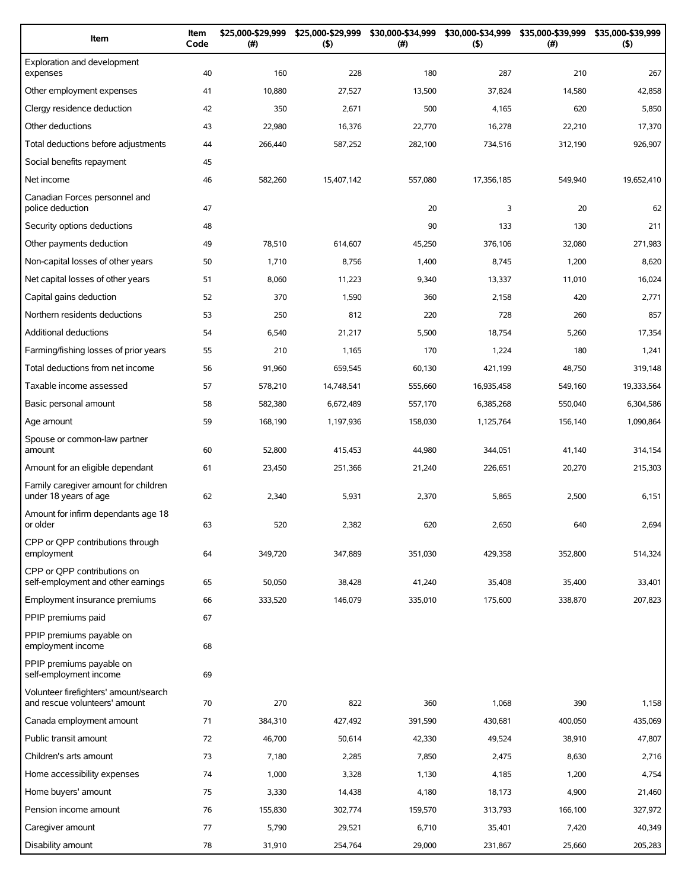| Item | Item Code | $25,000-$29,999 (#) | $25,000-$29,999 ($) | $30,000-$34,999 (#) | $30,000-$34,999 ($) | $35,000-$39,999 (#) | $35,000-$39,999 ($) |
|---|---|---|---|---|---|---|---|
| Exploration and development expenses | 40 | 160 | 228 | 180 | 287 | 210 | 267 |
| Other employment expenses | 41 | 10,880 | 27,527 | 13,500 | 37,824 | 14,580 | 42,858 |
| Clergy residence deduction | 42 | 350 | 2,671 | 500 | 4,165 | 620 | 5,850 |
| Other deductions | 43 | 22,980 | 16,376 | 22,770 | 16,278 | 22,210 | 17,370 |
| Total deductions before adjustments | 44 | 266,440 | 587,252 | 282,100 | 734,516 | 312,190 | 926,907 |
| Social benefits repayment | 45 | | | | | | |
| Net income | 46 | 582,260 | 15,407,142 | 557,080 | 17,356,185 | 549,940 | 19,652,410 |
| Canadian Forces personnel and police deduction | 47 | | | 20 | 3 | 20 | 62 |
| Security options deductions | 48 | | | 90 | 133 | 130 | 211 |
| Other payments deduction | 49 | 78,510 | 614,607 | 45,250 | 376,106 | 32,080 | 271,983 |
| Non-capital losses of other years | 50 | 1,710 | 8,756 | 1,400 | 8,745 | 1,200 | 8,620 |
| Net capital losses of other years | 51 | 8,060 | 11,223 | 9,340 | 13,337 | 11,010 | 16,024 |
| Capital gains deduction | 52 | 370 | 1,590 | 360 | 2,158 | 420 | 2,771 |
| Northern residents deductions | 53 | 250 | 812 | 220 | 728 | 260 | 857 |
| Additional deductions | 54 | 6,540 | 21,217 | 5,500 | 18,754 | 5,260 | 17,354 |
| Farming/fishing losses of prior years | 55 | 210 | 1,165 | 170 | 1,224 | 180 | 1,241 |
| Total deductions from net income | 56 | 91,960 | 659,545 | 60,130 | 421,199 | 48,750 | 319,148 |
| Taxable income assessed | 57 | 578,210 | 14,748,541 | 555,660 | 16,935,458 | 549,160 | 19,333,564 |
| Basic personal amount | 58 | 582,380 | 6,672,489 | 557,170 | 6,385,268 | 550,040 | 6,304,586 |
| Age amount | 59 | 168,190 | 1,197,936 | 158,030 | 1,125,764 | 156,140 | 1,090,864 |
| Spouse or common-law partner amount | 60 | 52,800 | 415,453 | 44,980 | 344,051 | 41,140 | 314,154 |
| Amount for an eligible dependant | 61 | 23,450 | 251,366 | 21,240 | 226,651 | 20,270 | 215,303 |
| Family caregiver amount for children under 18 years of age | 62 | 2,340 | 5,931 | 2,370 | 5,865 | 2,500 | 6,151 |
| Amount for infirm dependants age 18 or older | 63 | 520 | 2,382 | 620 | 2,650 | 640 | 2,694 |
| CPP or QPP contributions through employment | 64 | 349,720 | 347,889 | 351,030 | 429,358 | 352,800 | 514,324 |
| CPP or QPP contributions on self-employment and other earnings | 65 | 50,050 | 38,428 | 41,240 | 35,408 | 35,400 | 33,401 |
| Employment insurance premiums | 66 | 333,520 | 146,079 | 335,010 | 175,600 | 338,870 | 207,823 |
| PPIP premiums paid | 67 | | | | | | |
| PPIP premiums payable on employment income | 68 | | | | | | |
| PPIP premiums payable on self-employment income | 69 | | | | | | |
| Volunteer firefighters' amount/search and rescue volunteers' amount | 70 | 270 | 822 | 360 | 1,068 | 390 | 1,158 |
| Canada employment amount | 71 | 384,310 | 427,492 | 391,590 | 430,681 | 400,050 | 435,069 |
| Public transit amount | 72 | 46,700 | 50,614 | 42,330 | 49,524 | 38,910 | 47,807 |
| Children's arts amount | 73 | 7,180 | 2,285 | 7,850 | 2,475 | 8,630 | 2,716 |
| Home accessibility expenses | 74 | 1,000 | 3,328 | 1,130 | 4,185 | 1,200 | 4,754 |
| Home buyers' amount | 75 | 3,330 | 14,438 | 4,180 | 18,173 | 4,900 | 21,460 |
| Pension income amount | 76 | 155,830 | 302,774 | 159,570 | 313,793 | 166,100 | 327,972 |
| Caregiver amount | 77 | 5,790 | 29,521 | 6,710 | 35,401 | 7,420 | 40,349 |
| Disability amount | 78 | 31,910 | 254,764 | 29,000 | 231,867 | 25,660 | 205,283 |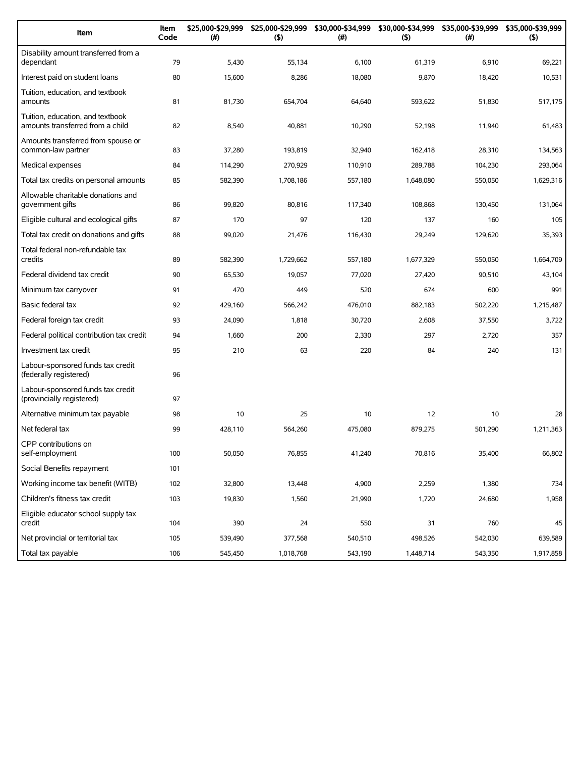| Item | Item Code | $25,000-$29,999 (#) | $25,000-$29,999 ($) | $30,000-$34,999 (#) | $30,000-$34,999 ($) | $35,000-$39,999 (#) | $35,000-$39,999 ($) |
| --- | --- | --- | --- | --- | --- | --- | --- |
| Disability amount transferred from a dependant | 79 | 5,430 | 55,134 | 6,100 | 61,319 | 6,910 | 69,221 |
| Interest paid on student loans | 80 | 15,600 | 8,286 | 18,080 | 9,870 | 18,420 | 10,531 |
| Tuition, education, and textbook amounts | 81 | 81,730 | 654,704 | 64,640 | 593,622 | 51,830 | 517,175 |
| Tuition, education, and textbook amounts transferred from a child | 82 | 8,540 | 40,881 | 10,290 | 52,198 | 11,940 | 61,483 |
| Amounts transferred from spouse or common-law partner | 83 | 37,280 | 193,819 | 32,940 | 162,418 | 28,310 | 134,563 |
| Medical expenses | 84 | 114,290 | 270,929 | 110,910 | 289,788 | 104,230 | 293,064 |
| Total tax credits on personal amounts | 85 | 582,390 | 1,708,186 | 557,180 | 1,648,080 | 550,050 | 1,629,316 |
| Allowable charitable donations and government gifts | 86 | 99,820 | 80,816 | 117,340 | 108,868 | 130,450 | 131,064 |
| Eligible cultural and ecological gifts | 87 | 170 | 97 | 120 | 137 | 160 | 105 |
| Total tax credit on donations and gifts | 88 | 99,020 | 21,476 | 116,430 | 29,249 | 129,620 | 35,393 |
| Total federal non-refundable tax credits | 89 | 582,390 | 1,729,662 | 557,180 | 1,677,329 | 550,050 | 1,664,709 |
| Federal dividend tax credit | 90 | 65,530 | 19,057 | 77,020 | 27,420 | 90,510 | 43,104 |
| Minimum tax carryover | 91 | 470 | 449 | 520 | 674 | 600 | 991 |
| Basic federal tax | 92 | 429,160 | 566,242 | 476,010 | 882,183 | 502,220 | 1,215,487 |
| Federal foreign tax credit | 93 | 24,090 | 1,818 | 30,720 | 2,608 | 37,550 | 3,722 |
| Federal political contribution tax credit | 94 | 1,660 | 200 | 2,330 | 297 | 2,720 | 357 |
| Investment tax credit | 95 | 210 | 63 | 220 | 84 | 240 | 131 |
| Labour-sponsored funds tax credit (federally registered) | 96 | | | | | | |
| Labour-sponsored funds tax credit (provincially registered) | 97 | | | | | | |
| Alternative minimum tax payable | 98 | 10 | 25 | 10 | 12 | 10 | 28 |
| Net federal tax | 99 | 428,110 | 564,260 | 475,080 | 879,275 | 501,290 | 1,211,363 |
| CPP contributions on self-employment | 100 | 50,050 | 76,855 | 41,240 | 70,816 | 35,400 | 66,802 |
| Social Benefits repayment | 101 | | | | | | |
| Working income tax benefit (WITB) | 102 | 32,800 | 13,448 | 4,900 | 2,259 | 1,380 | 734 |
| Children's fitness tax credit | 103 | 19,830 | 1,560 | 21,990 | 1,720 | 24,680 | 1,958 |
| Eligible educator school supply tax credit | 104 | 390 | 24 | 550 | 31 | 760 | 45 |
| Net provincial or territorial tax | 105 | 539,490 | 377,568 | 540,510 | 498,526 | 542,030 | 639,589 |
| Total tax payable | 106 | 545,450 | 1,018,768 | 543,190 | 1,448,714 | 543,350 | 1,917,858 |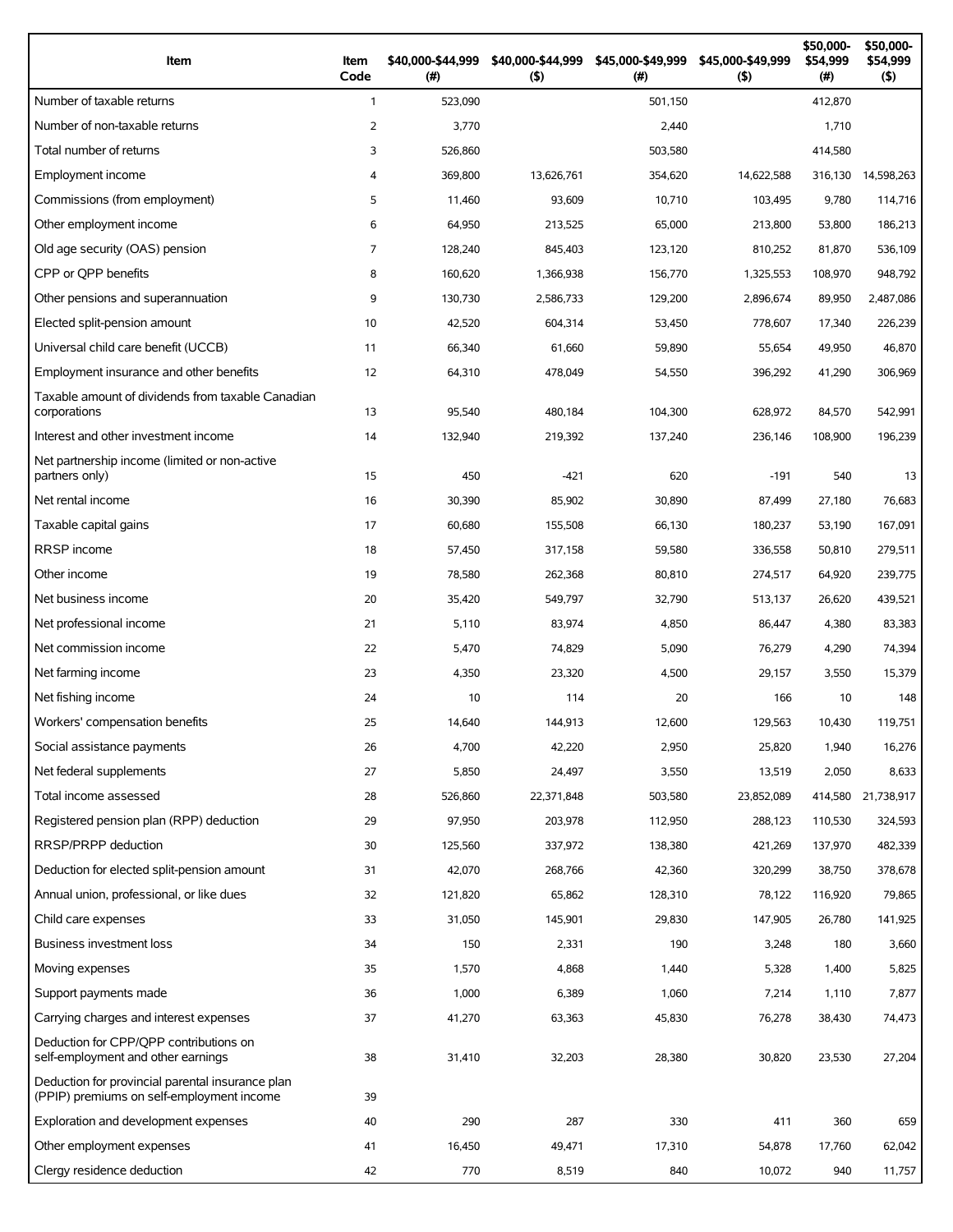| Item | Item Code | $40,000-$44,999 (#) | $40,000-$44,999 ($) | $45,000-$49,999 (#) | $45,000-$49,999 ($) | $50,000-$54,999 (#) | $50,000-$54,999 ($) |
|---|---|---|---|---|---|---|---|
| Number of taxable returns | 1 | 523,090 | | 501,150 | | 412,870 | |
| Number of non-taxable returns | 2 | 3,770 | | 2,440 | | 1,710 | |
| Total number of returns | 3 | 526,860 | | 503,580 | | 414,580 | |
| Employment income | 4 | 369,800 | 13,626,761 | 354,620 | 14,622,588 | 316,130 | 14,598,263 |
| Commissions (from employment) | 5 | 11,460 | 93,609 | 10,710 | 103,495 | 9,780 | 114,716 |
| Other employment income | 6 | 64,950 | 213,525 | 65,000 | 213,800 | 53,800 | 186,213 |
| Old age security (OAS) pension | 7 | 128,240 | 845,403 | 123,120 | 810,252 | 81,870 | 536,109 |
| CPP or QPP benefits | 8 | 160,620 | 1,366,938 | 156,770 | 1,325,553 | 108,970 | 948,792 |
| Other pensions and superannuation | 9 | 130,730 | 2,586,733 | 129,200 | 2,896,674 | 89,950 | 2,487,086 |
| Elected split-pension amount | 10 | 42,520 | 604,314 | 53,450 | 778,607 | 17,340 | 226,239 |
| Universal child care benefit (UCCB) | 11 | 66,340 | 61,660 | 59,890 | 55,654 | 49,950 | 46,870 |
| Employment insurance and other benefits | 12 | 64,310 | 478,049 | 54,550 | 396,292 | 41,290 | 306,969 |
| Taxable amount of dividends from taxable Canadian corporations | 13 | 95,540 | 480,184 | 104,300 | 628,972 | 84,570 | 542,991 |
| Interest and other investment income | 14 | 132,940 | 219,392 | 137,240 | 236,146 | 108,900 | 196,239 |
| Net partnership income (limited or non-active partners only) | 15 | 450 | -421 | 620 | -191 | 540 | 13 |
| Net rental income | 16 | 30,390 | 85,902 | 30,890 | 87,499 | 27,180 | 76,683 |
| Taxable capital gains | 17 | 60,680 | 155,508 | 66,130 | 180,237 | 53,190 | 167,091 |
| RRSP income | 18 | 57,450 | 317,158 | 59,580 | 336,558 | 50,810 | 279,511 |
| Other income | 19 | 78,580 | 262,368 | 80,810 | 274,517 | 64,920 | 239,775 |
| Net business income | 20 | 35,420 | 549,797 | 32,790 | 513,137 | 26,620 | 439,521 |
| Net professional income | 21 | 5,110 | 83,974 | 4,850 | 86,447 | 4,380 | 83,383 |
| Net commission income | 22 | 5,470 | 74,829 | 5,090 | 76,279 | 4,290 | 74,394 |
| Net farming income | 23 | 4,350 | 23,320 | 4,500 | 29,157 | 3,550 | 15,379 |
| Net fishing income | 24 | 10 | 114 | 20 | 166 | 10 | 148 |
| Workers' compensation benefits | 25 | 14,640 | 144,913 | 12,600 | 129,563 | 10,430 | 119,751 |
| Social assistance payments | 26 | 4,700 | 42,220 | 2,950 | 25,820 | 1,940 | 16,276 |
| Net federal supplements | 27 | 5,850 | 24,497 | 3,550 | 13,519 | 2,050 | 8,633 |
| Total income assessed | 28 | 526,860 | 22,371,848 | 503,580 | 23,852,089 | 414,580 | 21,738,917 |
| Registered pension plan (RPP) deduction | 29 | 97,950 | 203,978 | 112,950 | 288,123 | 110,530 | 324,593 |
| RRSP/PRPP deduction | 30 | 125,560 | 337,972 | 138,380 | 421,269 | 137,970 | 482,339 |
| Deduction for elected split-pension amount | 31 | 42,070 | 268,766 | 42,360 | 320,299 | 38,750 | 378,678 |
| Annual union, professional, or like dues | 32 | 121,820 | 65,862 | 128,310 | 78,122 | 116,920 | 79,865 |
| Child care expenses | 33 | 31,050 | 145,901 | 29,830 | 147,905 | 26,780 | 141,925 |
| Business investment loss | 34 | 150 | 2,331 | 190 | 3,248 | 180 | 3,660 |
| Moving expenses | 35 | 1,570 | 4,868 | 1,440 | 5,328 | 1,400 | 5,825 |
| Support payments made | 36 | 1,000 | 6,389 | 1,060 | 7,214 | 1,110 | 7,877 |
| Carrying charges and interest expenses | 37 | 41,270 | 63,363 | 45,830 | 76,278 | 38,430 | 74,473 |
| Deduction for CPP/QPP contributions on self-employment and other earnings | 38 | 31,410 | 32,203 | 28,380 | 30,820 | 23,530 | 27,204 |
| Deduction for provincial parental insurance plan (PPIP) premiums on self-employment income | 39 | | | | | | |
| Exploration and development expenses | 40 | 290 | 287 | 330 | 411 | 360 | 659 |
| Other employment expenses | 41 | 16,450 | 49,471 | 17,310 | 54,878 | 17,760 | 62,042 |
| Clergy residence deduction | 42 | 770 | 8,519 | 840 | 10,072 | 940 | 11,757 |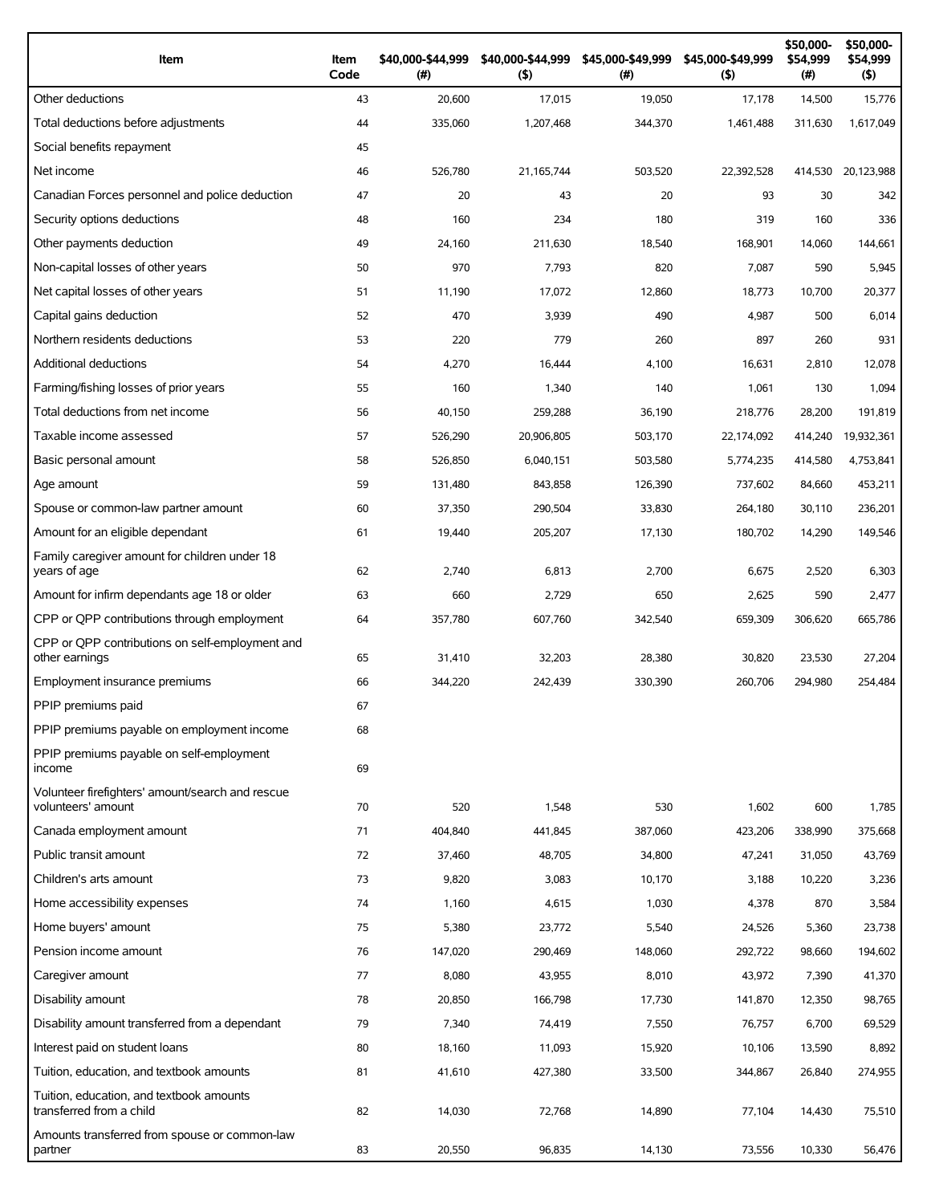| Item | Item Code | $40,000-$44,999 (#) | $40,000-$44,999 ($) | $45,000-$49,999 (#) | $45,000-$49,999 ($) | $50,000-$54,999 (#) | $50,000-$54,999 ($) |
|---|---|---|---|---|---|---|---|
| Other deductions | 43 | 20,600 | 17,015 | 19,050 | 17,178 | 14,500 | 15,776 |
| Total deductions before adjustments | 44 | 335,060 | 1,207,468 | 344,370 | 1,461,488 | 311,630 | 1,617,049 |
| Social benefits repayment | 45 | | | | | | |
| Net income | 46 | 526,780 | 21,165,744 | 503,520 | 22,392,528 | 414,530 | 20,123,988 |
| Canadian Forces personnel and police deduction | 47 | 20 | 43 | 20 | 93 | 30 | 342 |
| Security options deductions | 48 | 160 | 234 | 180 | 319 | 160 | 336 |
| Other payments deduction | 49 | 24,160 | 211,630 | 18,540 | 168,901 | 14,060 | 144,661 |
| Non-capital losses of other years | 50 | 970 | 7,793 | 820 | 7,087 | 590 | 5,945 |
| Net capital losses of other years | 51 | 11,190 | 17,072 | 12,860 | 18,773 | 10,700 | 20,377 |
| Capital gains deduction | 52 | 470 | 3,939 | 490 | 4,987 | 500 | 6,014 |
| Northern residents deductions | 53 | 220 | 779 | 260 | 897 | 260 | 931 |
| Additional deductions | 54 | 4,270 | 16,444 | 4,100 | 16,631 | 2,810 | 12,078 |
| Farming/fishing losses of prior years | 55 | 160 | 1,340 | 140 | 1,061 | 130 | 1,094 |
| Total deductions from net income | 56 | 40,150 | 259,288 | 36,190 | 218,776 | 28,200 | 191,819 |
| Taxable income assessed | 57 | 526,290 | 20,906,805 | 503,170 | 22,174,092 | 414,240 | 19,932,361 |
| Basic personal amount | 58 | 526,850 | 6,040,151 | 503,580 | 5,774,235 | 414,580 | 4,753,841 |
| Age amount | 59 | 131,480 | 843,858 | 126,390 | 737,602 | 84,660 | 453,211 |
| Spouse or common-law partner amount | 60 | 37,350 | 290,504 | 33,830 | 264,180 | 30,110 | 236,201 |
| Amount for an eligible dependant | 61 | 19,440 | 205,207 | 17,130 | 180,702 | 14,290 | 149,546 |
| Family caregiver amount for children under 18 years of age | 62 | 2,740 | 6,813 | 2,700 | 6,675 | 2,520 | 6,303 |
| Amount for infirm dependants age 18 or older | 63 | 660 | 2,729 | 650 | 2,625 | 590 | 2,477 |
| CPP or QPP contributions through employment | 64 | 357,780 | 607,760 | 342,540 | 659,309 | 306,620 | 665,786 |
| CPP or QPP contributions on self-employment and other earnings | 65 | 31,410 | 32,203 | 28,380 | 30,820 | 23,530 | 27,204 |
| Employment insurance premiums | 66 | 344,220 | 242,439 | 330,390 | 260,706 | 294,980 | 254,484 |
| PPIP premiums paid | 67 | | | | | | |
| PPIP premiums payable on employment income | 68 | | | | | | |
| PPIP premiums payable on self-employment income | 69 | | | | | | |
| Volunteer firefighters' amount/search and rescue volunteers' amount | 70 | 520 | 1,548 | 530 | 1,602 | 600 | 1,785 |
| Canada employment amount | 71 | 404,840 | 441,845 | 387,060 | 423,206 | 338,990 | 375,668 |
| Public transit amount | 72 | 37,460 | 48,705 | 34,800 | 47,241 | 31,050 | 43,769 |
| Children's arts amount | 73 | 9,820 | 3,083 | 10,170 | 3,188 | 10,220 | 3,236 |
| Home accessibility expenses | 74 | 1,160 | 4,615 | 1,030 | 4,378 | 870 | 3,584 |
| Home buyers' amount | 75 | 5,380 | 23,772 | 5,540 | 24,526 | 5,360 | 23,738 |
| Pension income amount | 76 | 147,020 | 290,469 | 148,060 | 292,722 | 98,660 | 194,602 |
| Caregiver amount | 77 | 8,080 | 43,955 | 8,010 | 43,972 | 7,390 | 41,370 |
| Disability amount | 78 | 20,850 | 166,798 | 17,730 | 141,870 | 12,350 | 98,765 |
| Disability amount transferred from a dependant | 79 | 7,340 | 74,419 | 7,550 | 76,757 | 6,700 | 69,529 |
| Interest paid on student loans | 80 | 18,160 | 11,093 | 15,920 | 10,106 | 13,590 | 8,892 |
| Tuition, education, and textbook amounts | 81 | 41,610 | 427,380 | 33,500 | 344,867 | 26,840 | 274,955 |
| Tuition, education, and textbook amounts transferred from a child | 82 | 14,030 | 72,768 | 14,890 | 77,104 | 14,430 | 75,510 |
| Amounts transferred from spouse or common-law partner | 83 | 20,550 | 96,835 | 14,130 | 73,556 | 10,330 | 56,476 |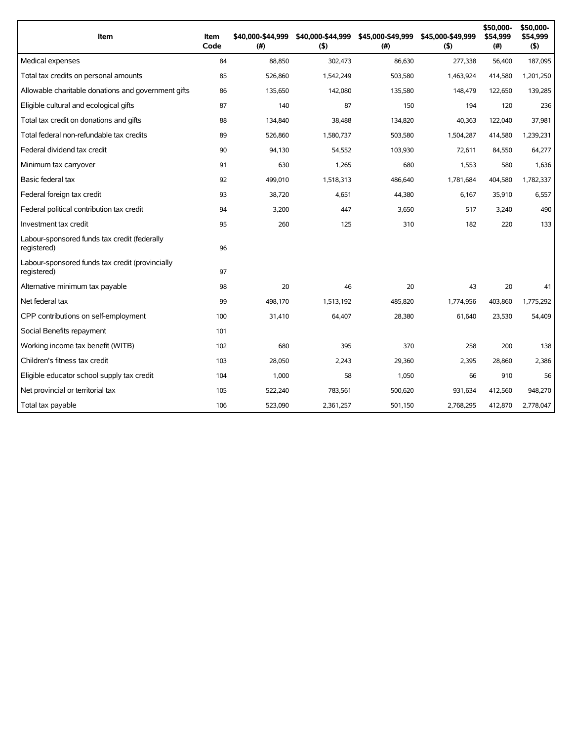| Item | Item Code | $40,000-$44,999 (#) | $40,000-$44,999 ($) | $45,000-$49,999 (#) | $45,000-$49,999 ($) | $50,000-$54,999 (#) | $50,000-$54,999 ($) |
|---|---|---|---|---|---|---|---|
| Medical expenses | 84 | 88,850 | 302,473 | 86,630 | 277,338 | 56,400 | 187,095 |
| Total tax credits on personal amounts | 85 | 526,860 | 1,542,249 | 503,580 | 1,463,924 | 414,580 | 1,201,250 |
| Allowable charitable donations and government gifts | 86 | 135,650 | 142,080 | 135,580 | 148,479 | 122,650 | 139,285 |
| Eligible cultural and ecological gifts | 87 | 140 | 87 | 150 | 194 | 120 | 236 |
| Total tax credit on donations and gifts | 88 | 134,840 | 38,488 | 134,820 | 40,363 | 122,040 | 37,981 |
| Total federal non-refundable tax credits | 89 | 526,860 | 1,580,737 | 503,580 | 1,504,287 | 414,580 | 1,239,231 |
| Federal dividend tax credit | 90 | 94,130 | 54,552 | 103,930 | 72,611 | 84,550 | 64,277 |
| Minimum tax carryover | 91 | 630 | 1,265 | 680 | 1,553 | 580 | 1,636 |
| Basic federal tax | 92 | 499,010 | 1,518,313 | 486,640 | 1,781,684 | 404,580 | 1,782,337 |
| Federal foreign tax credit | 93 | 38,720 | 4,651 | 44,380 | 6,167 | 35,910 | 6,557 |
| Federal political contribution tax credit | 94 | 3,200 | 447 | 3,650 | 517 | 3,240 | 490 |
| Investment tax credit | 95 | 260 | 125 | 310 | 182 | 220 | 133 |
| Labour-sponsored funds tax credit (federally registered) | 96 | | | | | | |
| Labour-sponsored funds tax credit (provincially registered) | 97 | | | | | | |
| Alternative minimum tax payable | 98 | 20 | 46 | 20 | 43 | 20 | 41 |
| Net federal tax | 99 | 498,170 | 1,513,192 | 485,820 | 1,774,956 | 403,860 | 1,775,292 |
| CPP contributions on self-employment | 100 | 31,410 | 64,407 | 28,380 | 61,640 | 23,530 | 54,409 |
| Social Benefits repayment | 101 | | | | | | |
| Working income tax benefit (WITB) | 102 | 680 | 395 | 370 | 258 | 200 | 138 |
| Children's fitness tax credit | 103 | 28,050 | 2,243 | 29,360 | 2,395 | 28,860 | 2,386 |
| Eligible educator school supply tax credit | 104 | 1,000 | 58 | 1,050 | 66 | 910 | 56 |
| Net provincial or territorial tax | 105 | 522,240 | 783,561 | 500,620 | 931,634 | 412,560 | 948,270 |
| Total tax payable | 106 | 523,090 | 2,361,257 | 501,150 | 2,768,295 | 412,870 | 2,778,047 |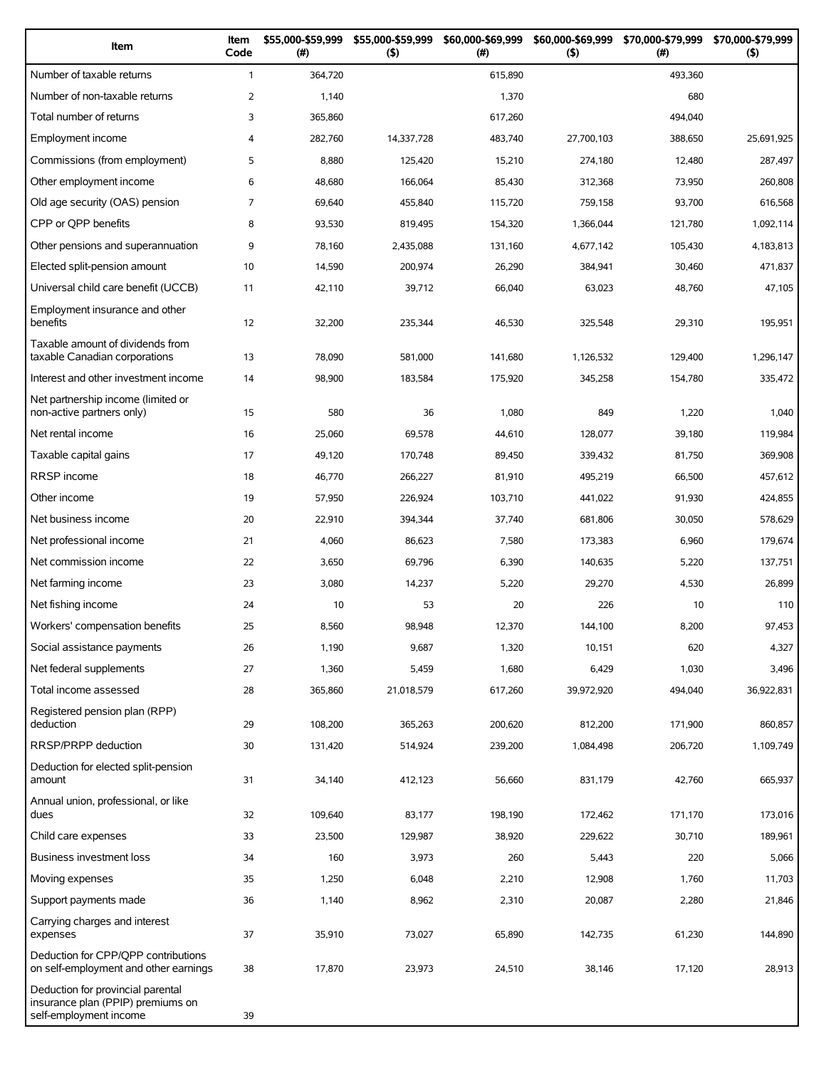| Item | Item Code | $55,000-$59,999 (#) | $55,000-$59,999 ($) | $60,000-$69,999 (#) | $60,000-$69,999 ($) | $70,000-$79,999 (#) | $70,000-$79,999 ($) |
|---|---|---|---|---|---|---|---|
| Number of taxable returns | 1 | 364,720 | | 615,890 | | 493,360 | |
| Number of non-taxable returns | 2 | 1,140 | | 1,370 | | 680 | |
| Total number of returns | 3 | 365,860 | | 617,260 | | 494,040 | |
| Employment income | 4 | 282,760 | 14,337,728 | 483,740 | 27,700,103 | 388,650 | 25,691,925 |
| Commissions (from employment) | 5 | 8,880 | 125,420 | 15,210 | 274,180 | 12,480 | 287,497 |
| Other employment income | 6 | 48,680 | 166,064 | 85,430 | 312,368 | 73,950 | 260,808 |
| Old age security (OAS) pension | 7 | 69,640 | 455,840 | 115,720 | 759,158 | 93,700 | 616,568 |
| CPP or QPP benefits | 8 | 93,530 | 819,495 | 154,320 | 1,366,044 | 121,780 | 1,092,114 |
| Other pensions and superannuation | 9 | 78,160 | 2,435,088 | 131,160 | 4,677,142 | 105,430 | 4,183,813 |
| Elected split-pension amount | 10 | 14,590 | 200,974 | 26,290 | 384,941 | 30,460 | 471,837 |
| Universal child care benefit (UCCB) | 11 | 42,110 | 39,712 | 66,040 | 63,023 | 48,760 | 47,105 |
| Employment insurance and other benefits | 12 | 32,200 | 235,344 | 46,530 | 325,548 | 29,310 | 195,951 |
| Taxable amount of dividends from taxable Canadian corporations | 13 | 78,090 | 581,000 | 141,680 | 1,126,532 | 129,400 | 1,296,147 |
| Interest and other investment income | 14 | 98,900 | 183,584 | 175,920 | 345,258 | 154,780 | 335,472 |
| Net partnership income (limited or non-active partners only) | 15 | 580 | 36 | 1,080 | 849 | 1,220 | 1,040 |
| Net rental income | 16 | 25,060 | 69,578 | 44,610 | 128,077 | 39,180 | 119,984 |
| Taxable capital gains | 17 | 49,120 | 170,748 | 89,450 | 339,432 | 81,750 | 369,908 |
| RRSP income | 18 | 46,770 | 266,227 | 81,910 | 495,219 | 66,500 | 457,612 |
| Other income | 19 | 57,950 | 226,924 | 103,710 | 441,022 | 91,930 | 424,855 |
| Net business income | 20 | 22,910 | 394,344 | 37,740 | 681,806 | 30,050 | 578,629 |
| Net professional income | 21 | 4,060 | 86,623 | 7,580 | 173,383 | 6,960 | 179,674 |
| Net commission income | 22 | 3,650 | 69,796 | 6,390 | 140,635 | 5,220 | 137,751 |
| Net farming income | 23 | 3,080 | 14,237 | 5,220 | 29,270 | 4,530 | 26,899 |
| Net fishing income | 24 | 10 | 53 | 20 | 226 | 10 | 110 |
| Workers' compensation benefits | 25 | 8,560 | 98,948 | 12,370 | 144,100 | 8,200 | 97,453 |
| Social assistance payments | 26 | 1,190 | 9,687 | 1,320 | 10,151 | 620 | 4,327 |
| Net federal supplements | 27 | 1,360 | 5,459 | 1,680 | 6,429 | 1,030 | 3,496 |
| Total income assessed | 28 | 365,860 | 21,018,579 | 617,260 | 39,972,920 | 494,040 | 36,922,831 |
| Registered pension plan (RPP) deduction | 29 | 108,200 | 365,263 | 200,620 | 812,200 | 171,900 | 860,857 |
| RRSP/PRPP deduction | 30 | 131,420 | 514,924 | 239,200 | 1,084,498 | 206,720 | 1,109,749 |
| Deduction for elected split-pension amount | 31 | 34,140 | 412,123 | 56,660 | 831,179 | 42,760 | 665,937 |
| Annual union, professional, or like dues | 32 | 109,640 | 83,177 | 198,190 | 172,462 | 171,170 | 173,016 |
| Child care expenses | 33 | 23,500 | 129,987 | 38,920 | 229,622 | 30,710 | 189,961 |
| Business investment loss | 34 | 160 | 3,973 | 260 | 5,443 | 220 | 5,066 |
| Moving expenses | 35 | 1,250 | 6,048 | 2,210 | 12,908 | 1,760 | 11,703 |
| Support payments made | 36 | 1,140 | 8,962 | 2,310 | 20,087 | 2,280 | 21,846 |
| Carrying charges and interest expenses | 37 | 35,910 | 73,027 | 65,890 | 142,735 | 61,230 | 144,890 |
| Deduction for CPP/QPP contributions on self-employment and other earnings | 38 | 17,870 | 23,973 | 24,510 | 38,146 | 17,120 | 28,913 |
| Deduction for provincial parental insurance plan (PPIP) premiums on self-employment income | 39 | | | | | | |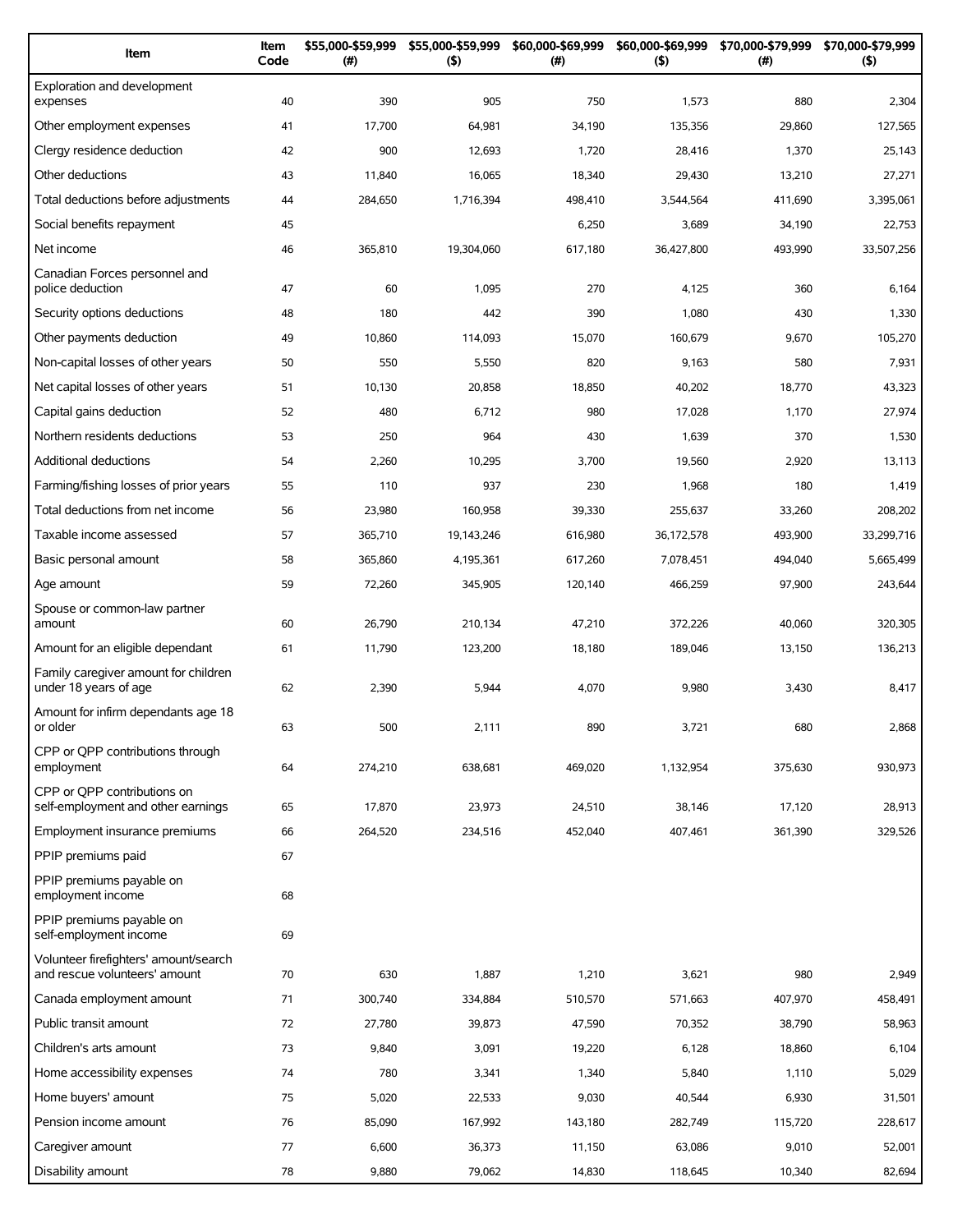| Item | Item Code | $55,000-$59,999 (#) | $55,000-$59,999 ($) | $60,000-$69,999 (#) | $60,000-$69,999 ($) | $70,000-$79,999 (#) | $70,000-$79,999 ($) |
|---|---|---|---|---|---|---|---|
| Exploration and development expenses | 40 | 390 | 905 | 750 | 1,573 | 880 | 2,304 |
| Other employment expenses | 41 | 17,700 | 64,981 | 34,190 | 135,356 | 29,860 | 127,565 |
| Clergy residence deduction | 42 | 900 | 12,693 | 1,720 | 28,416 | 1,370 | 25,143 |
| Other deductions | 43 | 11,840 | 16,065 | 18,340 | 29,430 | 13,210 | 27,271 |
| Total deductions before adjustments | 44 | 284,650 | 1,716,394 | 498,410 | 3,544,564 | 411,690 | 3,395,061 |
| Social benefits repayment | 45 | | | 6,250 | 3,689 | 34,190 | 22,753 |
| Net income | 46 | 365,810 | 19,304,060 | 617,180 | 36,427,800 | 493,990 | 33,507,256 |
| Canadian Forces personnel and police deduction | 47 | 60 | 1,095 | 270 | 4,125 | 360 | 6,164 |
| Security options deductions | 48 | 180 | 442 | 390 | 1,080 | 430 | 1,330 |
| Other payments deduction | 49 | 10,860 | 114,093 | 15,070 | 160,679 | 9,670 | 105,270 |
| Non-capital losses of other years | 50 | 550 | 5,550 | 820 | 9,163 | 580 | 7,931 |
| Net capital losses of other years | 51 | 10,130 | 20,858 | 18,850 | 40,202 | 18,770 | 43,323 |
| Capital gains deduction | 52 | 480 | 6,712 | 980 | 17,028 | 1,170 | 27,974 |
| Northern residents deductions | 53 | 250 | 964 | 430 | 1,639 | 370 | 1,530 |
| Additional deductions | 54 | 2,260 | 10,295 | 3,700 | 19,560 | 2,920 | 13,113 |
| Farming/fishing losses of prior years | 55 | 110 | 937 | 230 | 1,968 | 180 | 1,419 |
| Total deductions from net income | 56 | 23,980 | 160,958 | 39,330 | 255,637 | 33,260 | 208,202 |
| Taxable income assessed | 57 | 365,710 | 19,143,246 | 616,980 | 36,172,578 | 493,900 | 33,299,716 |
| Basic personal amount | 58 | 365,860 | 4,195,361 | 617,260 | 7,078,451 | 494,040 | 5,665,499 |
| Age amount | 59 | 72,260 | 345,905 | 120,140 | 466,259 | 97,900 | 243,644 |
| Spouse or common-law partner amount | 60 | 26,790 | 210,134 | 47,210 | 372,226 | 40,060 | 320,305 |
| Amount for an eligible dependant | 61 | 11,790 | 123,200 | 18,180 | 189,046 | 13,150 | 136,213 |
| Family caregiver amount for children under 18 years of age | 62 | 2,390 | 5,944 | 4,070 | 9,980 | 3,430 | 8,417 |
| Amount for infirm dependants age 18 or older | 63 | 500 | 2,111 | 890 | 3,721 | 680 | 2,868 |
| CPP or QPP contributions through employment | 64 | 274,210 | 638,681 | 469,020 | 1,132,954 | 375,630 | 930,973 |
| CPP or QPP contributions on self-employment and other earnings | 65 | 17,870 | 23,973 | 24,510 | 38,146 | 17,120 | 28,913 |
| Employment insurance premiums | 66 | 264,520 | 234,516 | 452,040 | 407,461 | 361,390 | 329,526 |
| PPIP premiums paid | 67 | | | | | | |
| PPIP premiums payable on employment income | 68 | | | | | | |
| PPIP premiums payable on self-employment income | 69 | | | | | | |
| Volunteer firefighters' amount/search and rescue volunteers' amount | 70 | 630 | 1,887 | 1,210 | 3,621 | 980 | 2,949 |
| Canada employment amount | 71 | 300,740 | 334,884 | 510,570 | 571,663 | 407,970 | 458,491 |
| Public transit amount | 72 | 27,780 | 39,873 | 47,590 | 70,352 | 38,790 | 58,963 |
| Children's arts amount | 73 | 9,840 | 3,091 | 19,220 | 6,128 | 18,860 | 6,104 |
| Home accessibility expenses | 74 | 780 | 3,341 | 1,340 | 5,840 | 1,110 | 5,029 |
| Home buyers' amount | 75 | 5,020 | 22,533 | 9,030 | 40,544 | 6,930 | 31,501 |
| Pension income amount | 76 | 85,090 | 167,992 | 143,180 | 282,749 | 115,720 | 228,617 |
| Caregiver amount | 77 | 6,600 | 36,373 | 11,150 | 63,086 | 9,010 | 52,001 |
| Disability amount | 78 | 9,880 | 79,062 | 14,830 | 118,645 | 10,340 | 82,694 |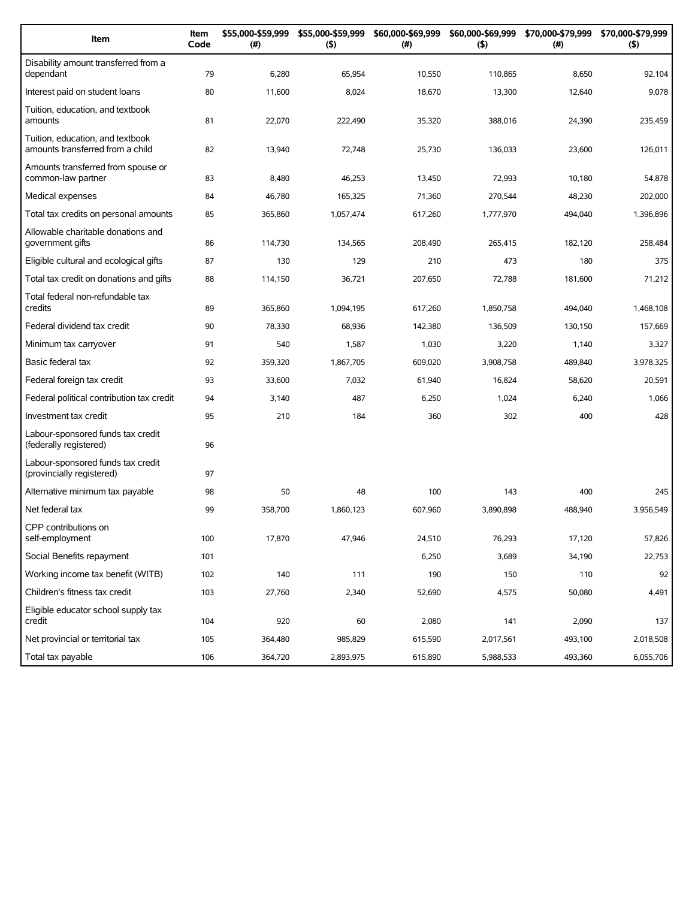| Item | Item Code | $55,000-$59,999 (#) | $55,000-$59,999 ($) | $60,000-$69,999 (#) | $60,000-$69,999 ($) | $70,000-$79,999 (#) | $70,000-$79,999 ($) |
|---|---|---|---|---|---|---|---|
| Disability amount transferred from a dependant | 79 | 6,280 | 65,954 | 10,550 | 110,865 | 8,650 | 92,104 |
| Interest paid on student loans | 80 | 11,600 | 8,024 | 18,670 | 13,300 | 12,640 | 9,078 |
| Tuition, education, and textbook amounts | 81 | 22,070 | 222,490 | 35,320 | 388,016 | 24,390 | 235,459 |
| Tuition, education, and textbook amounts transferred from a child | 82 | 13,940 | 72,748 | 25,730 | 136,033 | 23,600 | 126,011 |
| Amounts transferred from spouse or common-law partner | 83 | 8,480 | 46,253 | 13,450 | 72,993 | 10,180 | 54,878 |
| Medical expenses | 84 | 46,780 | 165,325 | 71,360 | 270,544 | 48,230 | 202,000 |
| Total tax credits on personal amounts | 85 | 365,860 | 1,057,474 | 617,260 | 1,777,970 | 494,040 | 1,396,896 |
| Allowable charitable donations and government gifts | 86 | 114,730 | 134,565 | 208,490 | 265,415 | 182,120 | 258,484 |
| Eligible cultural and ecological gifts | 87 | 130 | 129 | 210 | 473 | 180 | 375 |
| Total tax credit on donations and gifts | 88 | 114,150 | 36,721 | 207,650 | 72,788 | 181,600 | 71,212 |
| Total federal non-refundable tax credits | 89 | 365,860 | 1,094,195 | 617,260 | 1,850,758 | 494,040 | 1,468,108 |
| Federal dividend tax credit | 90 | 78,330 | 68,936 | 142,380 | 136,509 | 130,150 | 157,669 |
| Minimum tax carryover | 91 | 540 | 1,587 | 1,030 | 3,220 | 1,140 | 3,327 |
| Basic federal tax | 92 | 359,320 | 1,867,705 | 609,020 | 3,908,758 | 489,840 | 3,978,325 |
| Federal foreign tax credit | 93 | 33,600 | 7,032 | 61,940 | 16,824 | 58,620 | 20,591 |
| Federal political contribution tax credit | 94 | 3,140 | 487 | 6,250 | 1,024 | 6,240 | 1,066 |
| Investment tax credit | 95 | 210 | 184 | 360 | 302 | 400 | 428 |
| Labour-sponsored funds tax credit (federally registered) | 96 | | | | | | |
| Labour-sponsored funds tax credit (provincially registered) | 97 | | | | | | |
| Alternative minimum tax payable | 98 | 50 | 48 | 100 | 143 | 400 | 245 |
| Net federal tax | 99 | 358,700 | 1,860,123 | 607,960 | 3,890,898 | 488,940 | 3,956,549 |
| CPP contributions on self-employment | 100 | 17,870 | 47,946 | 24,510 | 76,293 | 17,120 | 57,826 |
| Social Benefits repayment | 101 | | | 6,250 | 3,689 | 34,190 | 22,753 |
| Working income tax benefit (WITB) | 102 | 140 | 111 | 190 | 150 | 110 | 92 |
| Children's fitness tax credit | 103 | 27,760 | 2,340 | 52,690 | 4,575 | 50,080 | 4,491 |
| Eligible educator school supply tax credit | 104 | 920 | 60 | 2,080 | 141 | 2,090 | 137 |
| Net provincial or territorial tax | 105 | 364,480 | 985,829 | 615,590 | 2,017,561 | 493,100 | 2,018,508 |
| Total tax payable | 106 | 364,720 | 2,893,975 | 615,890 | 5,988,533 | 493,360 | 6,055,706 |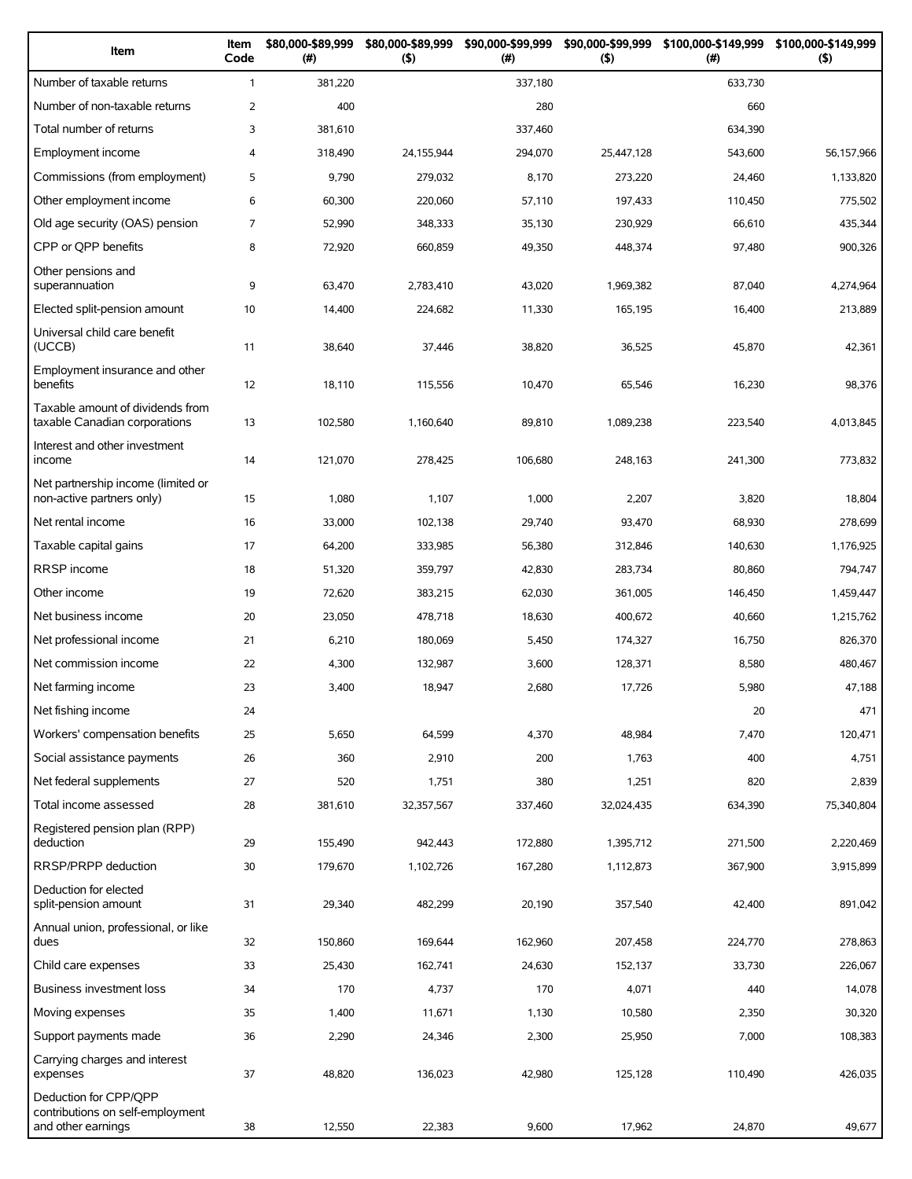| Item | Item Code | $80,000-$89,999 (#) | $80,000-$89,999 ($) | $90,000-$99,999 (#) | $90,000-$99,999 ($) | $100,000-$149,999 (#) | $100,000-$149,999 ($) |
|---|---|---|---|---|---|---|---|
| Number of taxable returns | 1 | 381,220 | | 337,180 | | 633,730 | |
| Number of non-taxable returns | 2 | 400 | | 280 | | 660 | |
| Total number of returns | 3 | 381,610 | | 337,460 | | 634,390 | |
| Employment income | 4 | 318,490 | 24,155,944 | 294,070 | 25,447,128 | 543,600 | 56,157,966 |
| Commissions (from employment) | 5 | 9,790 | 279,032 | 8,170 | 273,220 | 24,460 | 1,133,820 |
| Other employment income | 6 | 60,300 | 220,060 | 57,110 | 197,433 | 110,450 | 775,502 |
| Old age security (OAS) pension | 7 | 52,990 | 348,333 | 35,130 | 230,929 | 66,610 | 435,344 |
| CPP or QPP benefits | 8 | 72,920 | 660,859 | 49,350 | 448,374 | 97,480 | 900,326 |
| Other pensions and superannuation | 9 | 63,470 | 2,783,410 | 43,020 | 1,969,382 | 87,040 | 4,274,964 |
| Elected split-pension amount | 10 | 14,400 | 224,682 | 11,330 | 165,195 | 16,400 | 213,889 |
| Universal child care benefit (UCCB) | 11 | 38,640 | 37,446 | 38,820 | 36,525 | 45,870 | 42,361 |
| Employment insurance and other benefits | 12 | 18,110 | 115,556 | 10,470 | 65,546 | 16,230 | 98,376 |
| Taxable amount of dividends from taxable Canadian corporations | 13 | 102,580 | 1,160,640 | 89,810 | 1,089,238 | 223,540 | 4,013,845 |
| Interest and other investment income | 14 | 121,070 | 278,425 | 106,680 | 248,163 | 241,300 | 773,832 |
| Net partnership income (limited or non-active partners only) | 15 | 1,080 | 1,107 | 1,000 | 2,207 | 3,820 | 18,804 |
| Net rental income | 16 | 33,000 | 102,138 | 29,740 | 93,470 | 68,930 | 278,699 |
| Taxable capital gains | 17 | 64,200 | 333,985 | 56,380 | 312,846 | 140,630 | 1,176,925 |
| RRSP income | 18 | 51,320 | 359,797 | 42,830 | 283,734 | 80,860 | 794,747 |
| Other income | 19 | 72,620 | 383,215 | 62,030 | 361,005 | 146,450 | 1,459,447 |
| Net business income | 20 | 23,050 | 478,718 | 18,630 | 400,672 | 40,660 | 1,215,762 |
| Net professional income | 21 | 6,210 | 180,069 | 5,450 | 174,327 | 16,750 | 826,370 |
| Net commission income | 22 | 4,300 | 132,987 | 3,600 | 128,371 | 8,580 | 480,467 |
| Net farming income | 23 | 3,400 | 18,947 | 2,680 | 17,726 | 5,980 | 47,188 |
| Net fishing income | 24 | | | | | 20 | 471 |
| Workers' compensation benefits | 25 | 5,650 | 64,599 | 4,370 | 48,984 | 7,470 | 120,471 |
| Social assistance payments | 26 | 360 | 2,910 | 200 | 1,763 | 400 | 4,751 |
| Net federal supplements | 27 | 520 | 1,751 | 380 | 1,251 | 820 | 2,839 |
| Total income assessed | 28 | 381,610 | 32,357,567 | 337,460 | 32,024,435 | 634,390 | 75,340,804 |
| Registered pension plan (RPP) deduction | 29 | 155,490 | 942,443 | 172,880 | 1,395,712 | 271,500 | 2,220,469 |
| RRSP/PRPP deduction | 30 | 179,670 | 1,102,726 | 167,280 | 1,112,873 | 367,900 | 3,915,899 |
| Deduction for elected split-pension amount | 31 | 29,340 | 482,299 | 20,190 | 357,540 | 42,400 | 891,042 |
| Annual union, professional, or like dues | 32 | 150,860 | 169,644 | 162,960 | 207,458 | 224,770 | 278,863 |
| Child care expenses | 33 | 25,430 | 162,741 | 24,630 | 152,137 | 33,730 | 226,067 |
| Business investment loss | 34 | 170 | 4,737 | 170 | 4,071 | 440 | 14,078 |
| Moving expenses | 35 | 1,400 | 11,671 | 1,130 | 10,580 | 2,350 | 30,320 |
| Support payments made | 36 | 2,290 | 24,346 | 2,300 | 25,950 | 7,000 | 108,383 |
| Carrying charges and interest expenses | 37 | 48,820 | 136,023 | 42,980 | 125,128 | 110,490 | 426,035 |
| Deduction for CPP/QPP contributions on self-employment and other earnings | 38 | 12,550 | 22,383 | 9,600 | 17,962 | 24,870 | 49,677 |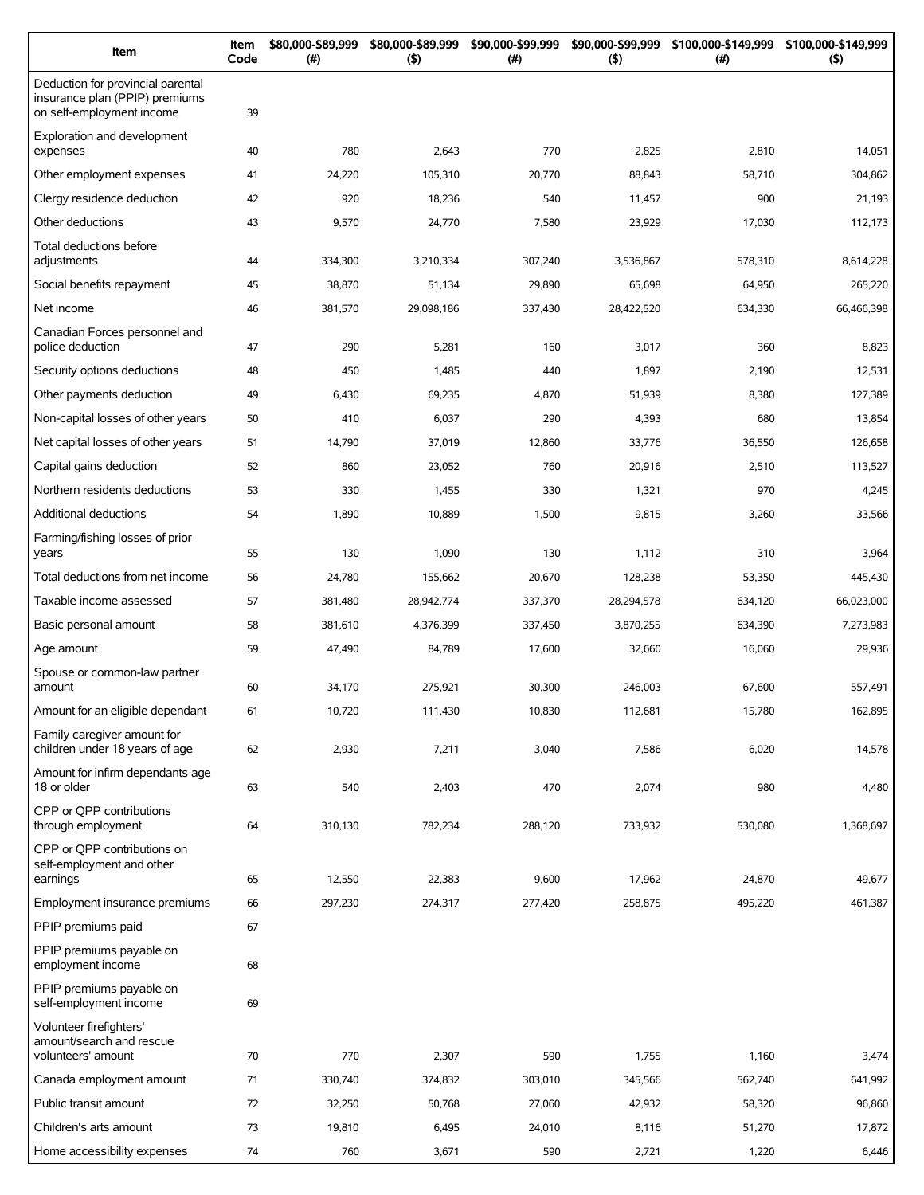| Item | Item Code | $80,000-$89,999 (#) | $80,000-$89,999 ($) | $90,000-$99,999 (#) | $90,000-$99,999 ($) | $100,000-$149,999 (#) | $100,000-$149,999 ($) |
|---|---|---|---|---|---|---|---|
| Deduction for provincial parental insurance plan (PPIP) premiums on self-employment income | 39 | | | | | | |
| Exploration and development expenses | 40 | 780 | 2,643 | 770 | 2,825 | 2,810 | 14,051 |
| Other employment expenses | 41 | 24,220 | 105,310 | 20,770 | 88,843 | 58,710 | 304,862 |
| Clergy residence deduction | 42 | 920 | 18,236 | 540 | 11,457 | 900 | 21,193 |
| Other deductions | 43 | 9,570 | 24,770 | 7,580 | 23,929 | 17,030 | 112,173 |
| Total deductions before adjustments | 44 | 334,300 | 3,210,334 | 307,240 | 3,536,867 | 578,310 | 8,614,228 |
| Social benefits repayment | 45 | 38,870 | 51,134 | 29,890 | 65,698 | 64,950 | 265,220 |
| Net income | 46 | 381,570 | 29,098,186 | 337,430 | 28,422,520 | 634,330 | 66,466,398 |
| Canadian Forces personnel and police deduction | 47 | 290 | 5,281 | 160 | 3,017 | 360 | 8,823 |
| Security options deductions | 48 | 450 | 1,485 | 440 | 1,897 | 2,190 | 12,531 |
| Other payments deduction | 49 | 6,430 | 69,235 | 4,870 | 51,939 | 8,380 | 127,389 |
| Non-capital losses of other years | 50 | 410 | 6,037 | 290 | 4,393 | 680 | 13,854 |
| Net capital losses of other years | 51 | 14,790 | 37,019 | 12,860 | 33,776 | 36,550 | 126,658 |
| Capital gains deduction | 52 | 860 | 23,052 | 760 | 20,916 | 2,510 | 113,527 |
| Northern residents deductions | 53 | 330 | 1,455 | 330 | 1,321 | 970 | 4,245 |
| Additional deductions | 54 | 1,890 | 10,889 | 1,500 | 9,815 | 3,260 | 33,566 |
| Farming/fishing losses of prior years | 55 | 130 | 1,090 | 130 | 1,112 | 310 | 3,964 |
| Total deductions from net income | 56 | 24,780 | 155,662 | 20,670 | 128,238 | 53,350 | 445,430 |
| Taxable income assessed | 57 | 381,480 | 28,942,774 | 337,370 | 28,294,578 | 634,120 | 66,023,000 |
| Basic personal amount | 58 | 381,610 | 4,376,399 | 337,450 | 3,870,255 | 634,390 | 7,273,983 |
| Age amount | 59 | 47,490 | 84,789 | 17,600 | 32,660 | 16,060 | 29,936 |
| Spouse or common-law partner amount | 60 | 34,170 | 275,921 | 30,300 | 246,003 | 67,600 | 557,491 |
| Amount for an eligible dependant | 61 | 10,720 | 111,430 | 10,830 | 112,681 | 15,780 | 162,895 |
| Family caregiver amount for children under 18 years of age | 62 | 2,930 | 7,211 | 3,040 | 7,586 | 6,020 | 14,578 |
| Amount for infirm dependants age 18 or older | 63 | 540 | 2,403 | 470 | 2,074 | 980 | 4,480 |
| CPP or QPP contributions through employment | 64 | 310,130 | 782,234 | 288,120 | 733,932 | 530,080 | 1,368,697 |
| CPP or QPP contributions on self-employment and other earnings | 65 | 12,550 | 22,383 | 9,600 | 17,962 | 24,870 | 49,677 |
| Employment insurance premiums | 66 | 297,230 | 274,317 | 277,420 | 258,875 | 495,220 | 461,387 |
| PPIP premiums paid | 67 | | | | | | |
| PPIP premiums payable on employment income | 68 | | | | | | |
| PPIP premiums payable on self-employment income | 69 | | | | | | |
| Volunteer firefighters' amount/search and rescue volunteers' amount | 70 | 770 | 2,307 | 590 | 1,755 | 1,160 | 3,474 |
| Canada employment amount | 71 | 330,740 | 374,832 | 303,010 | 345,566 | 562,740 | 641,992 |
| Public transit amount | 72 | 32,250 | 50,768 | 27,060 | 42,932 | 58,320 | 96,860 |
| Children's arts amount | 73 | 19,810 | 6,495 | 24,010 | 8,116 | 51,270 | 17,872 |
| Home accessibility expenses | 74 | 760 | 3,671 | 590 | 2,721 | 1,220 | 6,446 |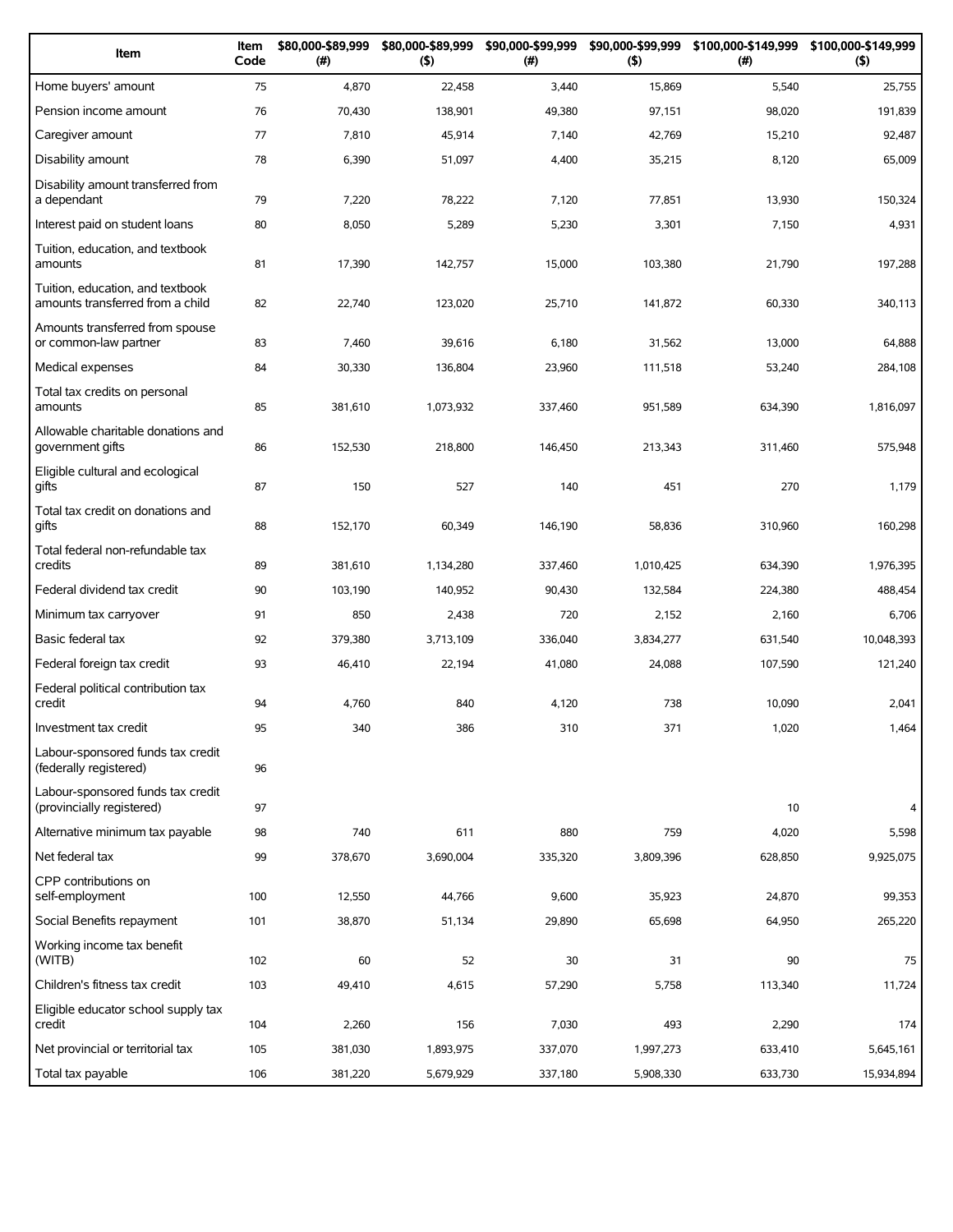| Item | Item Code | $80,000-$89,999 (#) | $80,000-$89,999 ($) | $90,000-$99,999 (#) | $90,000-$99,999 ($) | $100,000-$149,999 (#) | $100,000-$149,999 ($) |
|---|---|---|---|---|---|---|---|
| Home buyers' amount | 75 | 4,870 | 22,458 | 3,440 | 15,869 | 5,540 | 25,755 |
| Pension income amount | 76 | 70,430 | 138,901 | 49,380 | 97,151 | 98,020 | 191,839 |
| Caregiver amount | 77 | 7,810 | 45,914 | 7,140 | 42,769 | 15,210 | 92,487 |
| Disability amount | 78 | 6,390 | 51,097 | 4,400 | 35,215 | 8,120 | 65,009 |
| Disability amount transferred from a dependant | 79 | 7,220 | 78,222 | 7,120 | 77,851 | 13,930 | 150,324 |
| Interest paid on student loans | 80 | 8,050 | 5,289 | 5,230 | 3,301 | 7,150 | 4,931 |
| Tuition, education, and textbook amounts | 81 | 17,390 | 142,757 | 15,000 | 103,380 | 21,790 | 197,288 |
| Tuition, education, and textbook amounts transferred from a child | 82 | 22,740 | 123,020 | 25,710 | 141,872 | 60,330 | 340,113 |
| Amounts transferred from spouse or common-law partner | 83 | 7,460 | 39,616 | 6,180 | 31,562 | 13,000 | 64,888 |
| Medical expenses | 84 | 30,330 | 136,804 | 23,960 | 111,518 | 53,240 | 284,108 |
| Total tax credits on personal amounts | 85 | 381,610 | 1,073,932 | 337,460 | 951,589 | 634,390 | 1,816,097 |
| Allowable charitable donations and government gifts | 86 | 152,530 | 218,800 | 146,450 | 213,343 | 311,460 | 575,948 |
| Eligible cultural and ecological gifts | 87 | 150 | 527 | 140 | 451 | 270 | 1,179 |
| Total tax credit on donations and gifts | 88 | 152,170 | 60,349 | 146,190 | 58,836 | 310,960 | 160,298 |
| Total federal non-refundable tax credits | 89 | 381,610 | 1,134,280 | 337,460 | 1,010,425 | 634,390 | 1,976,395 |
| Federal dividend tax credit | 90 | 103,190 | 140,952 | 90,430 | 132,584 | 224,380 | 488,454 |
| Minimum tax carryover | 91 | 850 | 2,438 | 720 | 2,152 | 2,160 | 6,706 |
| Basic federal tax | 92 | 379,380 | 3,713,109 | 336,040 | 3,834,277 | 631,540 | 10,048,393 |
| Federal foreign tax credit | 93 | 46,410 | 22,194 | 41,080 | 24,088 | 107,590 | 121,240 |
| Federal political contribution tax credit | 94 | 4,760 | 840 | 4,120 | 738 | 10,090 | 2,041 |
| Investment tax credit | 95 | 340 | 386 | 310 | 371 | 1,020 | 1,464 |
| Labour-sponsored funds tax credit (federally registered) | 96 | | | | | | |
| Labour-sponsored funds tax credit (provincially registered) | 97 | | | | | 10 | 4 |
| Alternative minimum tax payable | 98 | 740 | 611 | 880 | 759 | 4,020 | 5,598 |
| Net federal tax | 99 | 378,670 | 3,690,004 | 335,320 | 3,809,396 | 628,850 | 9,925,075 |
| CPP contributions on self-employment | 100 | 12,550 | 44,766 | 9,600 | 35,923 | 24,870 | 99,353 |
| Social Benefits repayment | 101 | 38,870 | 51,134 | 29,890 | 65,698 | 64,950 | 265,220 |
| Working income tax benefit (WITB) | 102 | 60 | 52 | 30 | 31 | 90 | 75 |
| Children's fitness tax credit | 103 | 49,410 | 4,615 | 57,290 | 5,758 | 113,340 | 11,724 |
| Eligible educator school supply tax credit | 104 | 2,260 | 156 | 7,030 | 493 | 2,290 | 174 |
| Net provincial or territorial tax | 105 | 381,030 | 1,893,975 | 337,070 | 1,997,273 | 633,410 | 5,645,161 |
| Total tax payable | 106 | 381,220 | 5,679,929 | 337,180 | 5,908,330 | 633,730 | 15,934,894 |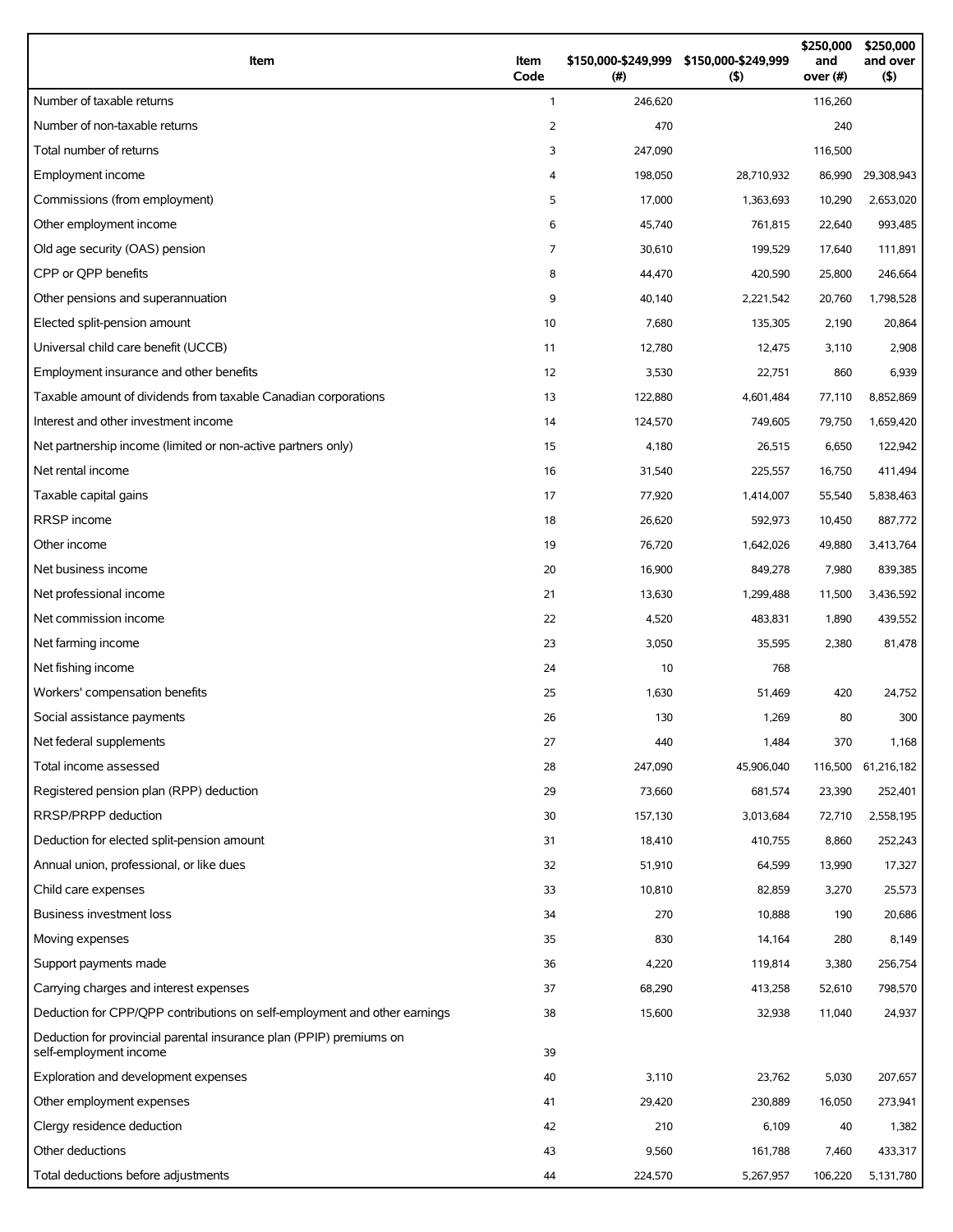| Item | Item Code | $150,000-$249,999 (#) | $150,000-$249,999 ($) | $250,000 and over (#) | $250,000 and over ($) |
|---|---|---|---|---|---|
| Number of taxable returns | 1 | 246,620 | | 116,260 | |
| Number of non-taxable returns | 2 | 470 | | 240 | |
| Total number of returns | 3 | 247,090 | | 116,500 | |
| Employment income | 4 | 198,050 | 28,710,932 | 86,990 | 29,308,943 |
| Commissions (from employment) | 5 | 17,000 | 1,363,693 | 10,290 | 2,653,020 |
| Other employment income | 6 | 45,740 | 761,815 | 22,640 | 993,485 |
| Old age security (OAS) pension | 7 | 30,610 | 199,529 | 17,640 | 111,891 |
| CPP or QPP benefits | 8 | 44,470 | 420,590 | 25,800 | 246,664 |
| Other pensions and superannuation | 9 | 40,140 | 2,221,542 | 20,760 | 1,798,528 |
| Elected split-pension amount | 10 | 7,680 | 135,305 | 2,190 | 20,864 |
| Universal child care benefit (UCCB) | 11 | 12,780 | 12,475 | 3,110 | 2,908 |
| Employment insurance and other benefits | 12 | 3,530 | 22,751 | 860 | 6,939 |
| Taxable amount of dividends from taxable Canadian corporations | 13 | 122,880 | 4,601,484 | 77,110 | 8,852,869 |
| Interest and other investment income | 14 | 124,570 | 749,605 | 79,750 | 1,659,420 |
| Net partnership income (limited or non-active partners only) | 15 | 4,180 | 26,515 | 6,650 | 122,942 |
| Net rental income | 16 | 31,540 | 225,557 | 16,750 | 411,494 |
| Taxable capital gains | 17 | 77,920 | 1,414,007 | 55,540 | 5,838,463 |
| RRSP income | 18 | 26,620 | 592,973 | 10,450 | 887,772 |
| Other income | 19 | 76,720 | 1,642,026 | 49,880 | 3,413,764 |
| Net business income | 20 | 16,900 | 849,278 | 7,980 | 839,385 |
| Net professional income | 21 | 13,630 | 1,299,488 | 11,500 | 3,436,592 |
| Net commission income | 22 | 4,520 | 483,831 | 1,890 | 439,552 |
| Net farming income | 23 | 3,050 | 35,595 | 2,380 | 81,478 |
| Net fishing income | 24 | 10 | 768 | | |
| Workers' compensation benefits | 25 | 1,630 | 51,469 | 420 | 24,752 |
| Social assistance payments | 26 | 130 | 1,269 | 80 | 300 |
| Net federal supplements | 27 | 440 | 1,484 | 370 | 1,168 |
| Total income assessed | 28 | 247,090 | 45,906,040 | 116,500 | 61,216,182 |
| Registered pension plan (RPP) deduction | 29 | 73,660 | 681,574 | 23,390 | 252,401 |
| RRSP/PRPP deduction | 30 | 157,130 | 3,013,684 | 72,710 | 2,558,195 |
| Deduction for elected split-pension amount | 31 | 18,410 | 410,755 | 8,860 | 252,243 |
| Annual union, professional, or like dues | 32 | 51,910 | 64,599 | 13,990 | 17,327 |
| Child care expenses | 33 | 10,810 | 82,859 | 3,270 | 25,573 |
| Business investment loss | 34 | 270 | 10,888 | 190 | 20,686 |
| Moving expenses | 35 | 830 | 14,164 | 280 | 8,149 |
| Support payments made | 36 | 4,220 | 119,814 | 3,380 | 256,754 |
| Carrying charges and interest expenses | 37 | 68,290 | 413,258 | 52,610 | 798,570 |
| Deduction for CPP/QPP contributions on self-employment and other earnings | 38 | 15,600 | 32,938 | 11,040 | 24,937 |
| Deduction for provincial parental insurance plan (PPIP) premiums on self-employment income | 39 | | | | |
| Exploration and development expenses | 40 | 3,110 | 23,762 | 5,030 | 207,657 |
| Other employment expenses | 41 | 29,420 | 230,889 | 16,050 | 273,941 |
| Clergy residence deduction | 42 | 210 | 6,109 | 40 | 1,382 |
| Other deductions | 43 | 9,560 | 161,788 | 7,460 | 433,317 |
| Total deductions before adjustments | 44 | 224,570 | 5,267,957 | 106,220 | 5,131,780 |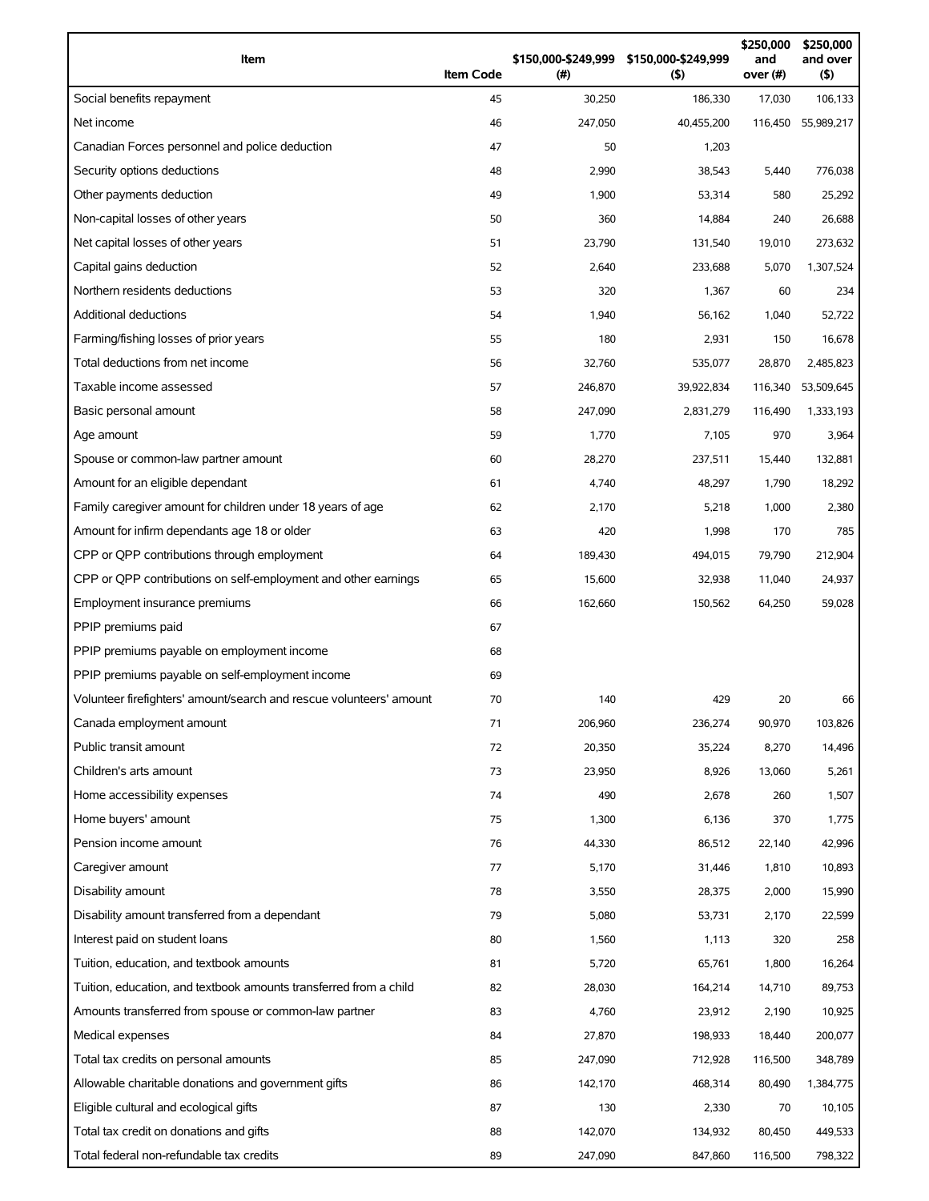| Item | Item Code | $150,000-$249,999 (#) | $150,000-$249,999 ($) | $250,000 and over (#) | $250,000 and over ($) |
|---|---|---|---|---|---|
| Social benefits repayment | 45 | 30,250 | 186,330 | 17,030 | 106,133 |
| Net income | 46 | 247,050 | 40,455,200 | 116,450 | 55,989,217 |
| Canadian Forces personnel and police deduction | 47 | 50 | 1,203 | | |
| Security options deductions | 48 | 2,990 | 38,543 | 5,440 | 776,038 |
| Other payments deduction | 49 | 1,900 | 53,314 | 580 | 25,292 |
| Non-capital losses of other years | 50 | 360 | 14,884 | 240 | 26,688 |
| Net capital losses of other years | 51 | 23,790 | 131,540 | 19,010 | 273,632 |
| Capital gains deduction | 52 | 2,640 | 233,688 | 5,070 | 1,307,524 |
| Northern residents deductions | 53 | 320 | 1,367 | 60 | 234 |
| Additional deductions | 54 | 1,940 | 56,162 | 1,040 | 52,722 |
| Farming/fishing losses of prior years | 55 | 180 | 2,931 | 150 | 16,678 |
| Total deductions from net income | 56 | 32,760 | 535,077 | 28,870 | 2,485,823 |
| Taxable income assessed | 57 | 246,870 | 39,922,834 | 116,340 | 53,509,645 |
| Basic personal amount | 58 | 247,090 | 2,831,279 | 116,490 | 1,333,193 |
| Age amount | 59 | 1,770 | 7,105 | 970 | 3,964 |
| Spouse or common-law partner amount | 60 | 28,270 | 237,511 | 15,440 | 132,881 |
| Amount for an eligible dependant | 61 | 4,740 | 48,297 | 1,790 | 18,292 |
| Family caregiver amount for children under 18 years of age | 62 | 2,170 | 5,218 | 1,000 | 2,380 |
| Amount for infirm dependants age 18 or older | 63 | 420 | 1,998 | 170 | 785 |
| CPP or QPP contributions through employment | 64 | 189,430 | 494,015 | 79,790 | 212,904 |
| CPP or QPP contributions on self-employment and other earnings | 65 | 15,600 | 32,938 | 11,040 | 24,937 |
| Employment insurance premiums | 66 | 162,660 | 150,562 | 64,250 | 59,028 |
| PPIP premiums paid | 67 | | | | |
| PPIP premiums payable on employment income | 68 | | | | |
| PPIP premiums payable on self-employment income | 69 | | | | |
| Volunteer firefighters' amount/search and rescue volunteers' amount | 70 | 140 | 429 | 20 | 66 |
| Canada employment amount | 71 | 206,960 | 236,274 | 90,970 | 103,826 |
| Public transit amount | 72 | 20,350 | 35,224 | 8,270 | 14,496 |
| Children's arts amount | 73 | 23,950 | 8,926 | 13,060 | 5,261 |
| Home accessibility expenses | 74 | 490 | 2,678 | 260 | 1,507 |
| Home buyers' amount | 75 | 1,300 | 6,136 | 370 | 1,775 |
| Pension income amount | 76 | 44,330 | 86,512 | 22,140 | 42,996 |
| Caregiver amount | 77 | 5,170 | 31,446 | 1,810 | 10,893 |
| Disability amount | 78 | 3,550 | 28,375 | 2,000 | 15,990 |
| Disability amount transferred from a dependant | 79 | 5,080 | 53,731 | 2,170 | 22,599 |
| Interest paid on student loans | 80 | 1,560 | 1,113 | 320 | 258 |
| Tuition, education, and textbook amounts | 81 | 5,720 | 65,761 | 1,800 | 16,264 |
| Tuition, education, and textbook amounts transferred from a child | 82 | 28,030 | 164,214 | 14,710 | 89,753 |
| Amounts transferred from spouse or common-law partner | 83 | 4,760 | 23,912 | 2,190 | 10,925 |
| Medical expenses | 84 | 27,870 | 198,933 | 18,440 | 200,077 |
| Total tax credits on personal amounts | 85 | 247,090 | 712,928 | 116,500 | 348,789 |
| Allowable charitable donations and government gifts | 86 | 142,170 | 468,314 | 80,490 | 1,384,775 |
| Eligible cultural and ecological gifts | 87 | 130 | 2,330 | 70 | 10,105 |
| Total tax credit on donations and gifts | 88 | 142,070 | 134,932 | 80,450 | 449,533 |
| Total federal non-refundable tax credits | 89 | 247,090 | 847,860 | 116,500 | 798,322 |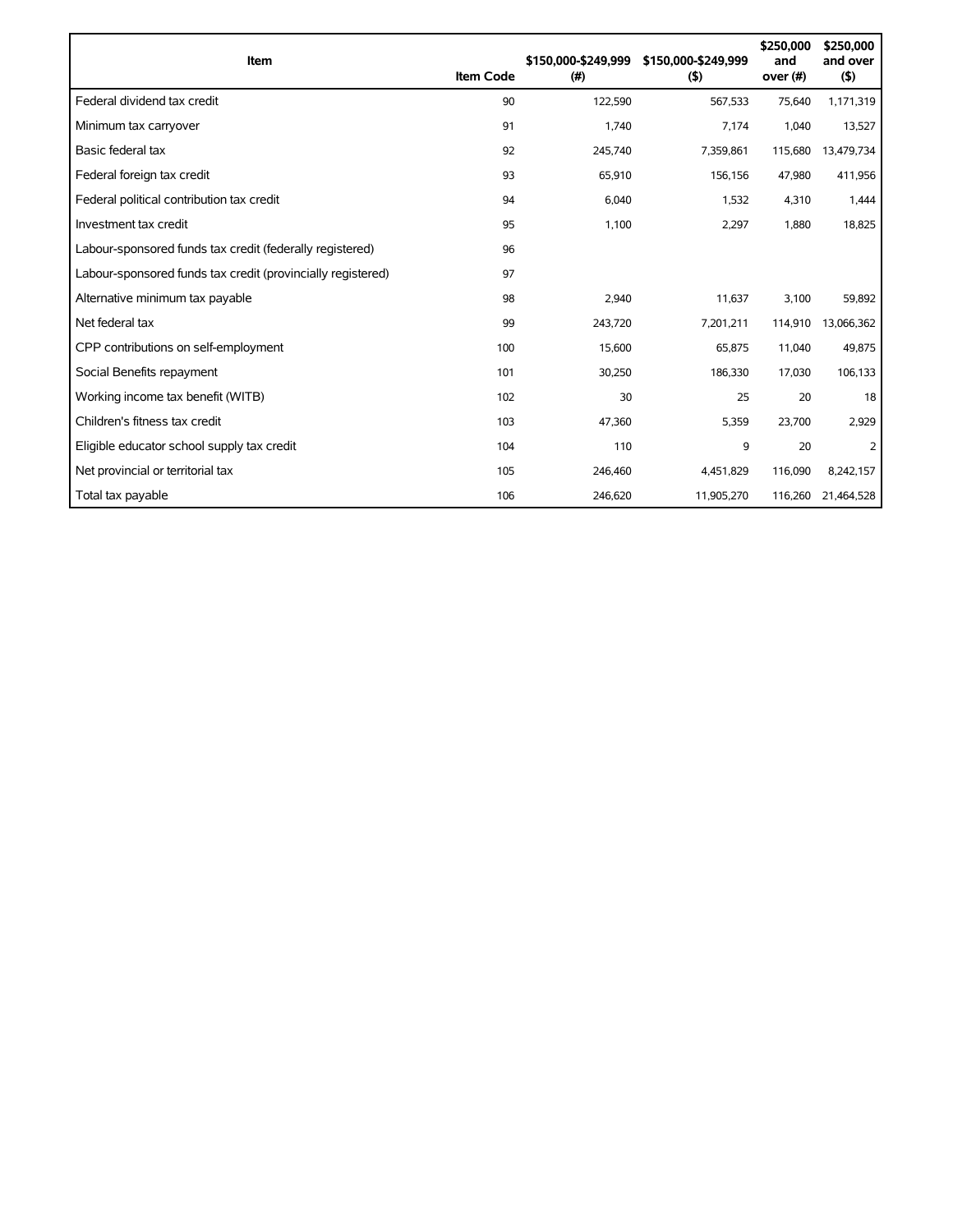| Item | Item Code | $150,000-$249,999 (#) | $150,000-$249,999 ($) | $250,000 and over (#) | $250,000 and over ($) |
|---|---|---|---|---|---|
| Federal dividend tax credit | 90 | 122,590 | 567,533 | 75,640 | 1,171,319 |
| Minimum tax carryover | 91 | 1,740 | 7,174 | 1,040 | 13,527 |
| Basic federal tax | 92 | 245,740 | 7,359,861 | 115,680 | 13,479,734 |
| Federal foreign tax credit | 93 | 65,910 | 156,156 | 47,980 | 411,956 |
| Federal political contribution tax credit | 94 | 6,040 | 1,532 | 4,310 | 1,444 |
| Investment tax credit | 95 | 1,100 | 2,297 | 1,880 | 18,825 |
| Labour-sponsored funds tax credit (federally registered) | 96 | | | | |
| Labour-sponsored funds tax credit (provincially registered) | 97 | | | | |
| Alternative minimum tax payable | 98 | 2,940 | 11,637 | 3,100 | 59,892 |
| Net federal tax | 99 | 243,720 | 7,201,211 | 114,910 | 13,066,362 |
| CPP contributions on self-employment | 100 | 15,600 | 65,875 | 11,040 | 49,875 |
| Social Benefits repayment | 101 | 30,250 | 186,330 | 17,030 | 106,133 |
| Working income tax benefit (WITB) | 102 | 30 | 25 | 20 | 18 |
| Children's fitness tax credit | 103 | 47,360 | 5,359 | 23,700 | 2,929 |
| Eligible educator school supply tax credit | 104 | 110 | 9 | 20 | 2 |
| Net provincial or territorial tax | 105 | 246,460 | 4,451,829 | 116,090 | 8,242,157 |
| Total tax payable | 106 | 246,620 | 11,905,270 | 116,260 | 21,464,528 |